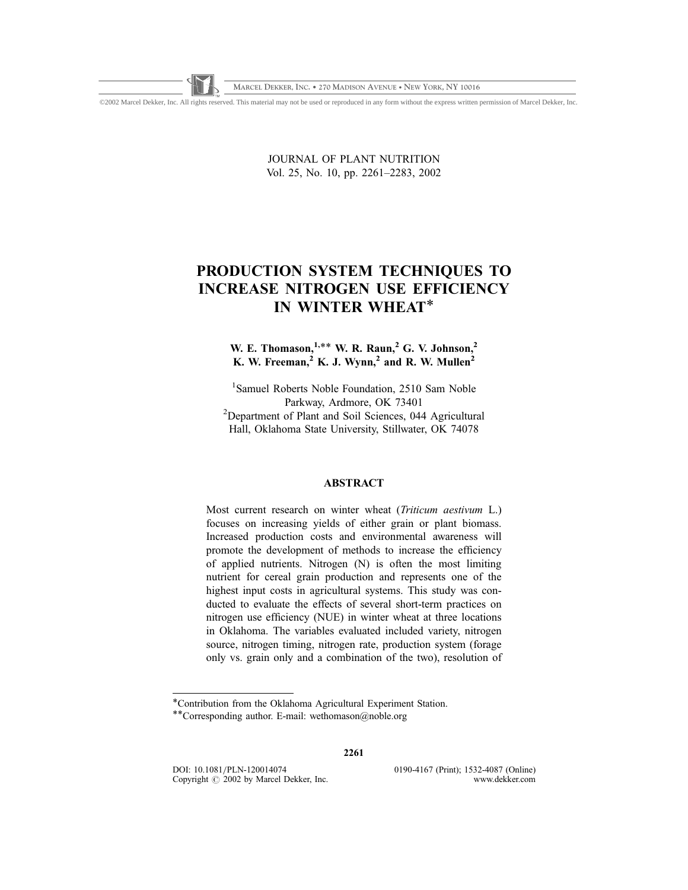# PRODUCTION SYSTEM TECHNIQUES TO INCREASE NITROGEN USE EFFICIENCY IN WINTER WHEAT*

**W. E. Thomason,[1,]** W. R. Raun,[2] G. V. Johnson,[2] K. W. Freeman,[2] K. J. Wynn,[2] and R. W. Mullen[2]**

[1]Samuel Roberts Noble Foundation, 2510 Sam Noble Parkway, Ardmore, OK 73401

[2]Department of Plant and Soil Sciences, 044 Agricultural Hall, Oklahoma State University, Stillwater, OK 74078

## ABSTRACT

Most current research on winter wheat (*Triticum aestivum* L.) focuses on increasing yields of either grain or plant biomass. Increased production costs and environmental awareness will promote the development of methods to increase the efficiency of applied nutrients. Nitrogen (N) is often the most limiting nutrient for cereal grain production and represents one of the highest input costs in agricultural systems. This study was conducted to evaluate the effects of several short-term practices on nitrogen use efficiency (NUE) in winter wheat at three locations in Oklahoma. The variables evaluated included variety, nitrogen source, nitrogen timing, nitrogen rate, production system (forage only vs. grain only and a combination of the two), resolution of

*Contribution from the Oklahoma Agricultural Experiment Station.

**Corresponding author. E-mail: wethomason@noble.org

DOI: 10.1081/PLN-120014074

Copyright © 2002 by Marcel Dekker, Inc.

0190-4167 (Print); 1532-4087 (Online)

www.dekker.com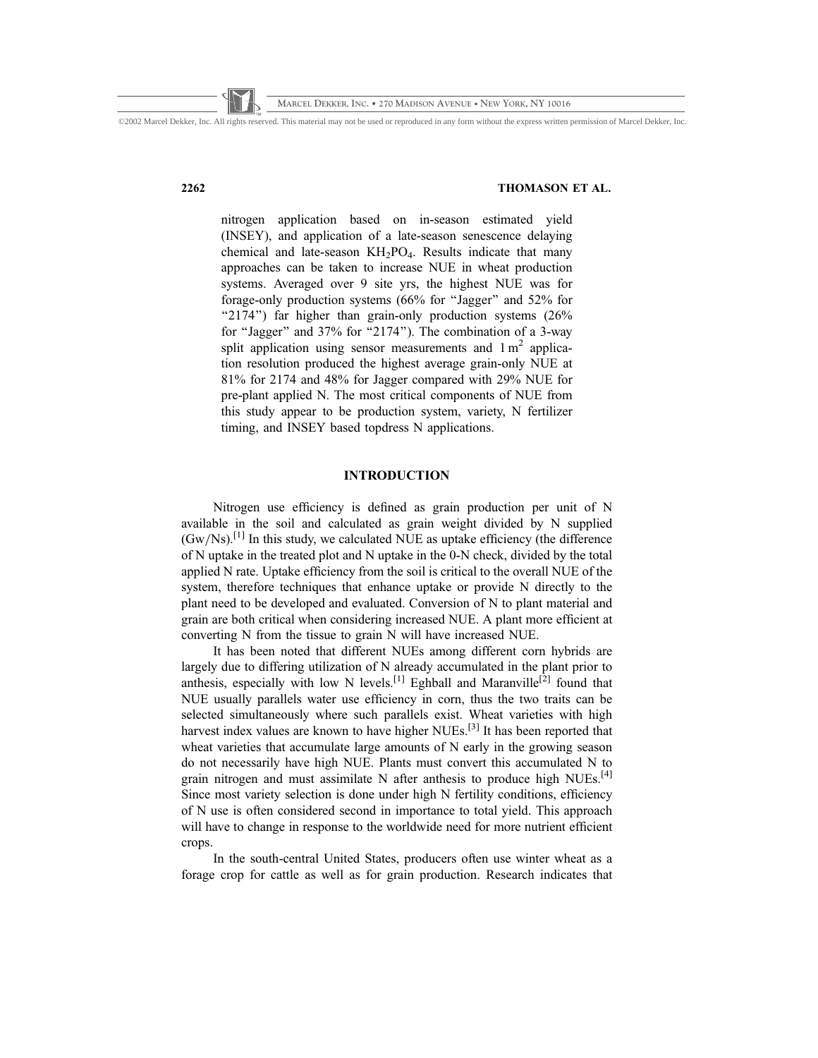nitrogen application based on in-season estimated yield (INSEY), and application of a late-season senescence delaying chemical and late-season $KH_2PO_4$. Results indicate that many approaches can be taken to increase NUE in wheat production systems. Averaged over 9 site yrs, the highest NUE was for forage-only production systems (66% for "Jagger" and 52% for "2174") far higher than grain-only production systems (26% for "Jagger" and 37% for "2174"). The combination of a 3-way split application using sensor measurements and $1\,m^2$ application resolution produced the highest average grain-only NUE at 81% for 2174 and 48% for Jagger compared with 29% NUE for pre-plant applied N. The most critical components of NUE from this study appear to be production system, variety, N fertilizer timing, and INSEY based topdress N applications.

## INTRODUCTION

Nitrogen use efficiency is defined as grain production per unit of N available in the soil and calculated as grain weight divided by N supplied (Gw/Ns).[1] In this study, we calculated NUE as uptake efficiency (the difference of N uptake in the treated plot and N uptake in the 0-N check, divided by the total applied N rate. Uptake efficiency from the soil is critical to the overall NUE of the system, therefore techniques that enhance uptake or provide N directly to the plant need to be developed and evaluated. Conversion of N to plant material and grain are both critical when considering increased NUE. A plant more efficient at converting N from the tissue to grain N will have increased NUE.

It has been noted that different NUEs among different corn hybrids are largely due to differing utilization of N already accumulated in the plant prior to anthesis, especially with low N levels.[1] Eghball and Maranville[2] found that NUE usually parallels water use efficiency in corn, thus the two traits can be selected simultaneously where such parallels exist. Wheat varieties with high harvest index values are known to have higher NUEs.[3] It has been reported that wheat varieties that accumulate large amounts of N early in the growing season do not necessarily have high NUE. Plants must convert this accumulated N to grain nitrogen and must assimilate N after anthesis to produce high NUEs.[4] Since most variety selection is done under high N fertility conditions, efficiency of N use is often considered second in importance to total yield. This approach will have to change in response to the worldwide need for more nutrient efficient crops.

In the south-central United States, producers often use winter wheat as a forage crop for cattle as well as for grain production. Research indicates that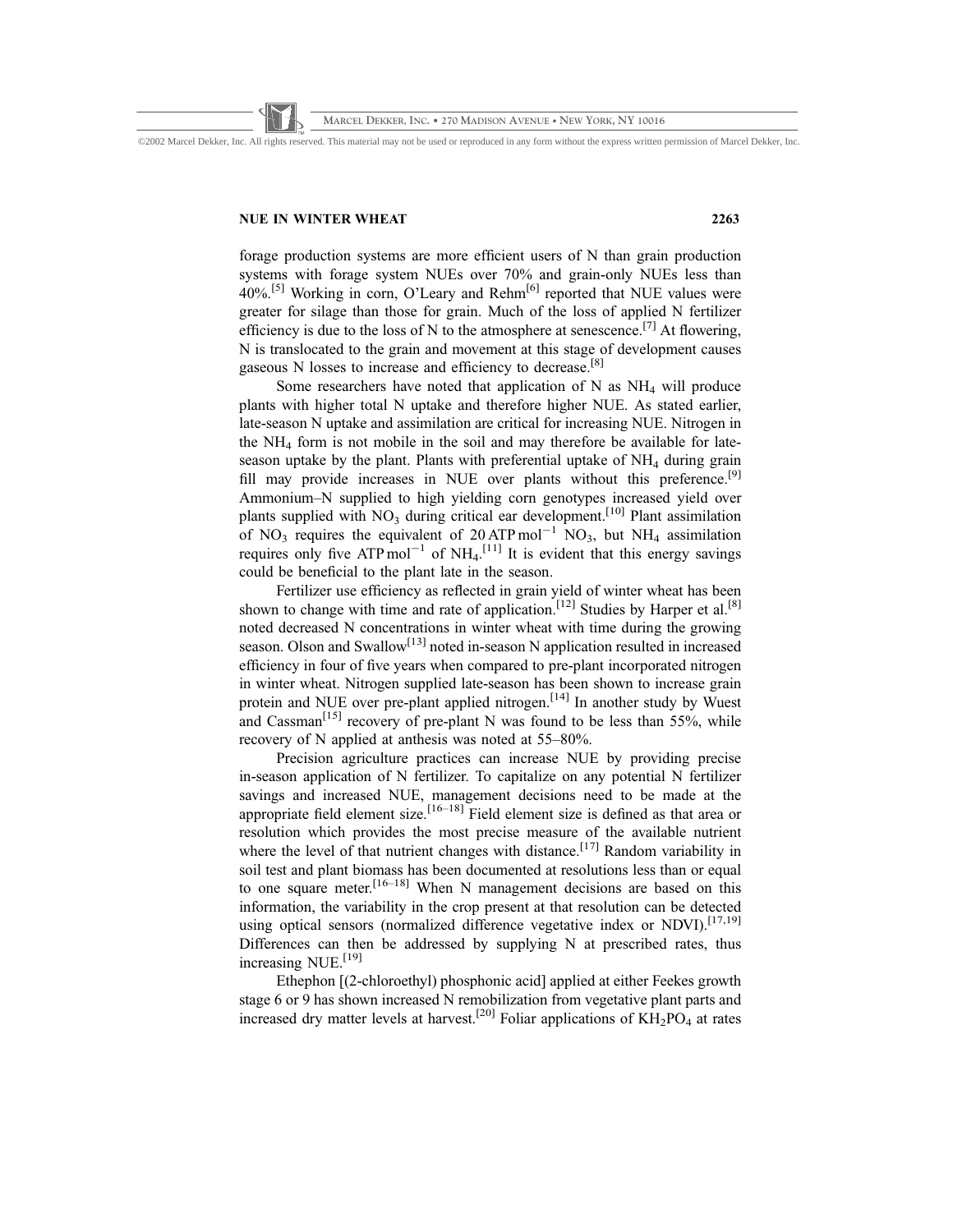forage production systems are more efficient users of N than grain production systems with forage system NUEs over 70% and grain-only NUEs less than 40%.[5] Working in corn, O'Leary and Rehm[6] reported that NUE values were greater for silage than those for grain. Much of the loss of applied N fertilizer efficiency is due to the loss of N to the atmosphere at senescence.[7] At flowering, N is translocated to the grain and movement at this stage of development causes gaseous N losses to increase and efficiency to decrease.[8]

Some researchers have noted that application of N as $NH_4$ will produce plants with higher total N uptake and therefore higher NUE. As stated earlier, late-season N uptake and assimilation are critical for increasing NUE. Nitrogen in the $NH_4$ form is not mobile in the soil and may therefore be available for late-season uptake by the plant. Plants with preferential uptake of $NH_4$ during grain fill may provide increases in NUE over plants without this preference.[9] Ammonium–N supplied to high yielding corn genotypes increased yield over plants supplied with $NO_3$ during critical ear development.[10] Plant assimilation of $NO_3$ requires the equivalent of $20\,\text{ATP}\,\text{mol}^{-1}$ $NO_3$, but $NH_4$ assimilation requires only five $\text{ATP}\,\text{mol}^{-1}$ of $NH_4$.[11] It is evident that this energy savings could be beneficial to the plant late in the season.

Fertilizer use efficiency as reflected in grain yield of winter wheat has been shown to change with time and rate of application.[12] Studies by Harper et al.[8] noted decreased N concentrations in winter wheat with time during the growing season. Olson and Swallow[13] noted in-season N application resulted in increased efficiency in four of five years when compared to pre-plant incorporated nitrogen in winter wheat. Nitrogen supplied late-season has been shown to increase grain protein and NUE over pre-plant applied nitrogen.[14] In another study by Wuest and Cassman[15] recovery of pre-plant N was found to be less than 55%, while recovery of N applied at anthesis was noted at 55–80%.

Precision agriculture practices can increase NUE by providing precise in-season application of N fertilizer. To capitalize on any potential N fertilizer savings and increased NUE, management decisions need to be made at the appropriate field element size.[16–18] Field element size is defined as that area or resolution which provides the most precise measure of the available nutrient where the level of that nutrient changes with distance.[17] Random variability in soil test and plant biomass has been documented at resolutions less than or equal to one square meter.[16–18] When N management decisions are based on this information, the variability in the crop present at that resolution can be detected using optical sensors (normalized difference vegetative index or NDVI).[17,19] Differences can then be addressed by supplying N at prescribed rates, thus increasing NUE.[19]

Ethephon [(2-chloroethyl) phosphonic acid] applied at either Feekes growth stage 6 or 9 has shown increased N remobilization from vegetative plant parts and increased dry matter levels at harvest.[20] Foliar applications of $KH_2PO_4$ at rates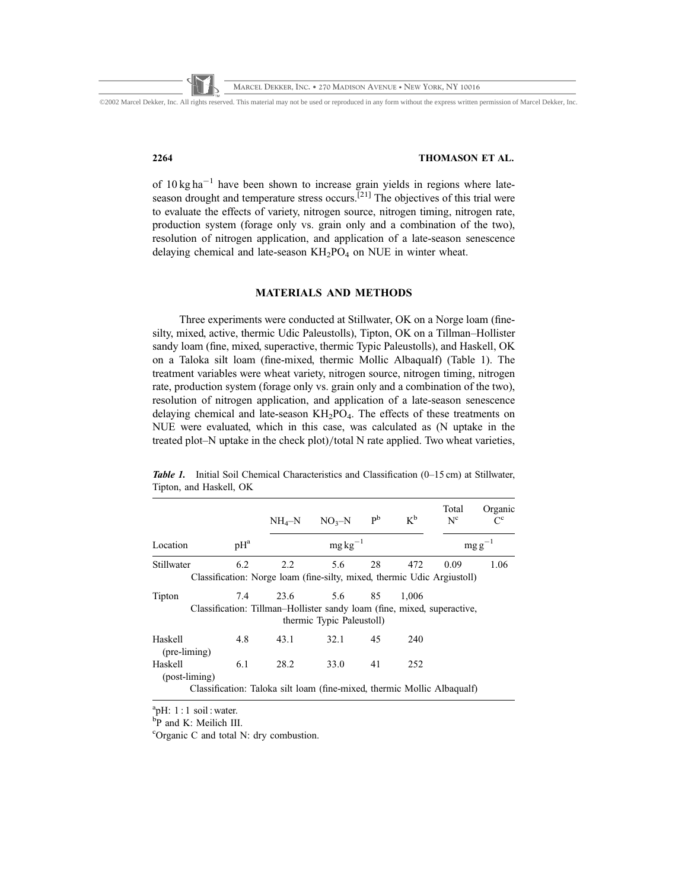of 10 kg ha$^{-1}$ have been shown to increase grain yields in regions where late-season drought and temperature stress occurs.[21] The objectives of this trial were to evaluate the effects of variety, nitrogen source, nitrogen timing, nitrogen rate, production system (forage only vs. grain only and a combination of the two), resolution of nitrogen application, and application of a late-season senescence delaying chemical and late-season $KH_2PO_4$ on NUE in winter wheat.

## MATERIALS AND METHODS

Three experiments were conducted at Stillwater, OK on a Norge loam (fine-silty, mixed, active, thermic Udic Paleustolls), Tipton, OK on a Tillman–Hollister sandy loam (fine, mixed, superactive, thermic Typic Paleustolls), and Haskell, OK on a Taloka silt loam (fine-mixed, thermic Mollic Albaqualf) (Table 1). The treatment variables were wheat variety, nitrogen source, nitrogen timing, nitrogen rate, production system (forage only vs. grain only and a combination of the two), resolution of nitrogen application, and application of a late-season senescence delaying chemical and late-season $KH_2PO_4$. The effects of these treatments on NUE were evaluated, which in this case, was calculated as (N uptake in the treated plot–N uptake in the check plot)/total N rate applied. Two wheat varieties,

***Table 1.*** Initial Soil Chemical Characteristics and Classification (0–15 cm) at Stillwater, Tipton, and Haskell, OK

| Location | pH[a] | $NH_4$–N | $NO_3$–N | P[b] | K[b] | Total N[c] | Organic C[c] |
|---|---|---|---|---|---|---|---|
| | | mg kg$^{-1}$ | | | | mg g$^{-1}$ | |
| Stillwater | 6.2 | 2.2 | 5.6 | 28 | 472 | 0.09 | 1.06 |
| Classification: Norge loam (fine-silty, mixed, thermic Udic Argiustoll) | | | | | | | |
| Tipton | 7.4 | 23.6 | 5.6 | 85 | 1,006 | | |
| Classification: Tillman–Hollister sandy loam (fine, mixed, superactive, thermic Typic Paleustoll) | | | | | | | |
| Haskell (pre-liming) | 4.8 | 43.1 | 32.1 | 45 | 240 | | |
| Haskell (post-liming) | 6.1 | 28.2 | 33.0 | 41 | 252 | | |
| Classification: Taloka silt loam (fine-mixed, thermic Mollic Albaqualf) | | | | | | | |

[a]pH: 1 : 1 soil : water.
[b]P and K: Meilich III.
[c]Organic C and total N: dry combustion.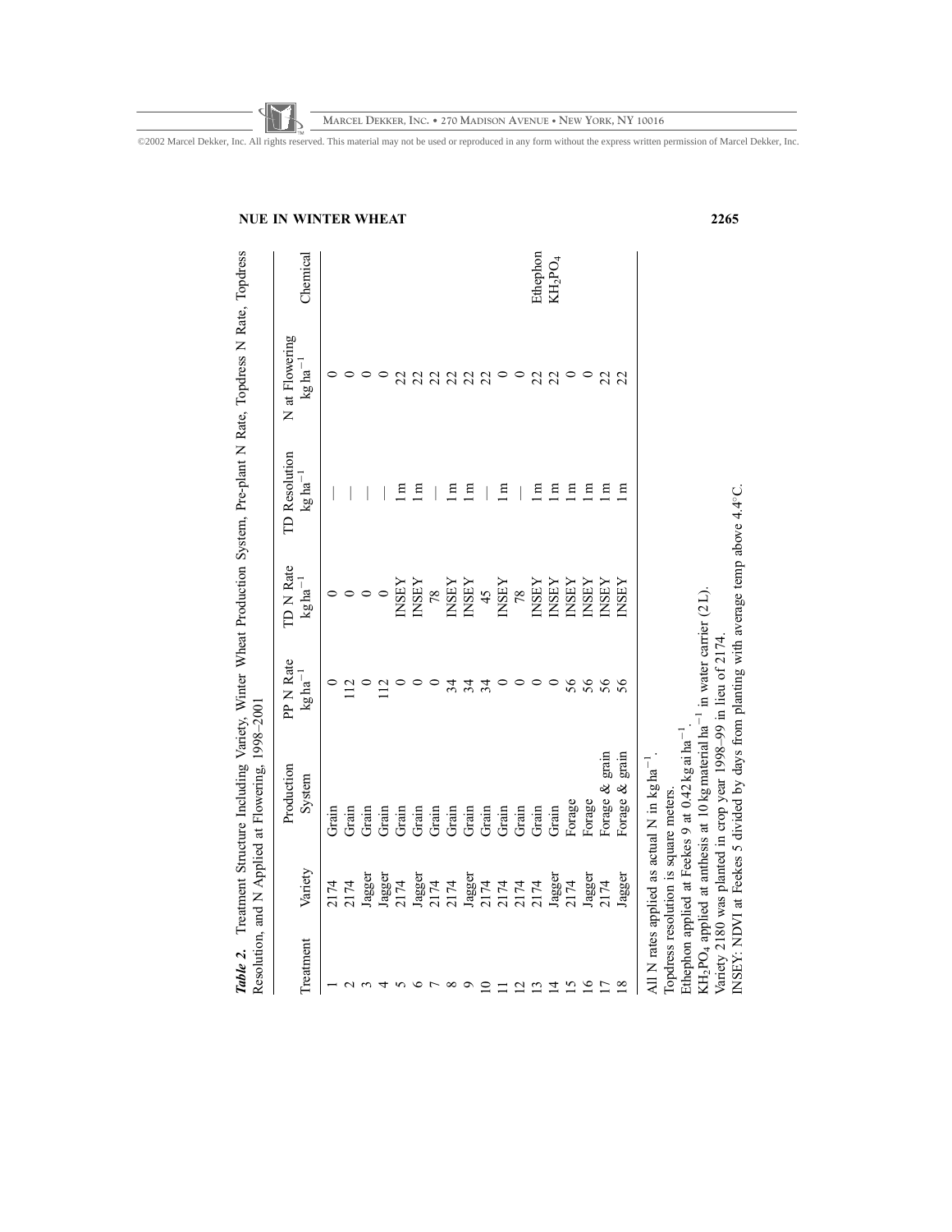***Table 2.*** Treatment Structure Including Variety, Winter Wheat Production System, Pre-plant N Rate, Topdress N Rate, Topdress Resolution, and N Applied at Flowering, 1998–2001

| Treatment | Variety | Production System | PP N Rate $kg\,ha^{-1}$ | TD N Rate $kg\,ha^{-1}$ | TD Resolution $kg\,ha^{-1}$ | N at Flowering $kg\,ha^{-1}$ | Chemical |
|---|---|---|---|---|---|---|---|
| 1 | 2174 | Grain | 0 | 0 | — | 0 | |
| 2 | 2174 | Grain | 112 | 0 | — | 0 | |
| 3 | Jagger | Grain | 0 | 0 | — | 0 | |
| 4 | Jagger | Grain | 112 | 0 | — | 0 | |
| 5 | 2174 | Grain | 0 | INSEY | 1 m | 22 | |
| 6 | Jagger | Grain | 0 | INSEY | 1 m | 22 | |
| 7 | 2174 | Grain | 0 | 78 | — | 22 | |
| 8 | 2174 | Grain | 34 | INSEY | 1 m | 22 | |
| 9 | Jagger | Grain | 34 | INSEY | 1 m | 22 | |
| 10 | 2174 | Grain | 34 | 45 | — | 22 | |
| 11 | 2174 | Grain | 0 | INSEY | 1 m | 0 | |
| 12 | 2174 | Grain | 0 | 78 | — | 0 | |
| 13 | 2174 | Grain | 0 | INSEY | 1 m | 22 | Ethephon |
| 14 | Jagger | Grain | 0 | INSEY | 1 m | 22 | $KH_2PO_4$ |
| 15 | 2174 | Forage | 56 | INSEY | 1 m | 0 | |
| 16 | Jagger | Forage | 56 | INSEY | 1 m | 0 | |
| 17 | 2174 | Forage & grain | 56 | INSEY | 1 m | 22 | |
| 18 | Jagger | Forage & grain | 56 | INSEY | 1 m | 22 | |

All N rates applied as actual N in $kg\,ha^{-1}$.
Topdress resolution is square meters.
Ethephon applied at Feekes 9 at $0.42\,kg\,ai\,ha^{-1}$.
$KH_2PO_4$ applied at anthesis at $10\,kg$ material $ha^{-1}$ in water carrier (2 L).
Variety 2180 was planted in crop year 1998–99 in lieu of 2174.
INSEY: NDVI at Feekes 5 divided by days from planting with average temp above 4.4°C.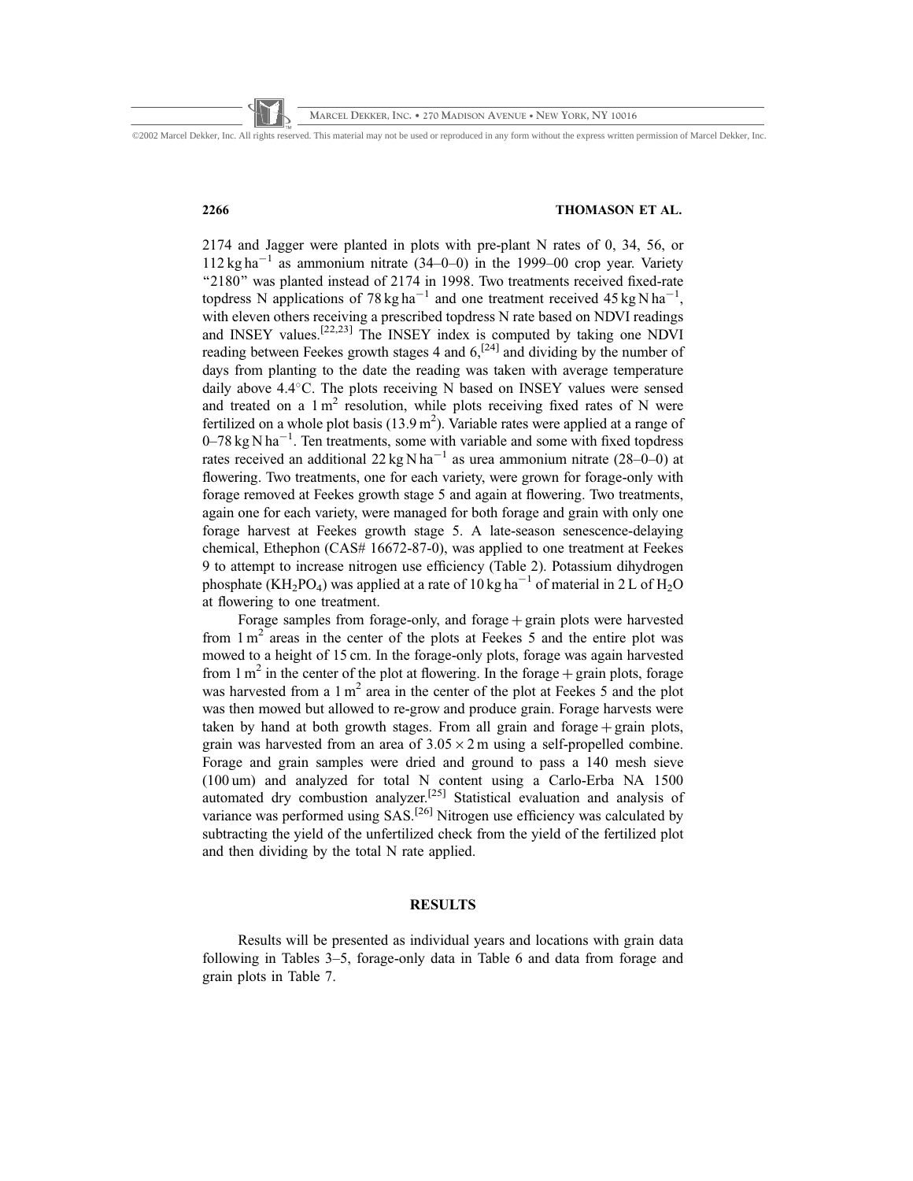2174 and Jagger were planted in plots with pre-plant N rates of 0, 34, 56, or 112 kg ha$^{-1}$ as ammonium nitrate (34–0–0) in the 1999–00 crop year. Variety "2180" was planted instead of 2174 in 1998. Two treatments received fixed-rate topdress N applications of 78 kg ha$^{-1}$ and one treatment received 45 kg N ha$^{-1}$, with eleven others receiving a prescribed topdress N rate based on NDVI readings and INSEY values.[22,23] The INSEY index is computed by taking one NDVI reading between Feekes growth stages 4 and 6,[24] and dividing by the number of days from planting to the date the reading was taken with average temperature daily above 4.4°C. The plots receiving N based on INSEY values were sensed and treated on a 1 m$^2$ resolution, while plots receiving fixed rates of N were fertilized on a whole plot basis (13.9 m$^2$). Variable rates were applied at a range of 0–78 kg N ha$^{-1}$. Ten treatments, some with variable and some with fixed topdress rates received an additional 22 kg N ha$^{-1}$ as urea ammonium nitrate (28–0–0) at flowering. Two treatments, one for each variety, were grown for forage-only with forage removed at Feekes growth stage 5 and again at flowering. Two treatments, again one for each variety, were managed for both forage and grain with only one forage harvest at Feekes growth stage 5. A late-season senescence-delaying chemical, Ethephon (CAS# 16672-87-0), was applied to one treatment at Feekes 9 to attempt to increase nitrogen use efficiency (Table 2). Potassium dihydrogen phosphate ($KH_2PO_4$) was applied at a rate of 10 kg ha$^{-1}$ of material in 2 L of $H_2O$ at flowering to one treatment.

Forage samples from forage-only, and forage + grain plots were harvested from 1 m$^2$ areas in the center of the plots at Feekes 5 and the entire plot was mowed to a height of 15 cm. In the forage-only plots, forage was again harvested from 1 m$^2$ in the center of the plot at flowering. In the forage + grain plots, forage was harvested from a 1 m$^2$ area in the center of the plot at Feekes 5 and the plot was then mowed but allowed to re-grow and produce grain. Forage harvests were taken by hand at both growth stages. From all grain and forage + grain plots, grain was harvested from an area of 3.05 × 2 m using a self-propelled combine. Forage and grain samples were dried and ground to pass a 140 mesh sieve (100 um) and analyzed for total N content using a Carlo-Erba NA 1500 automated dry combustion analyzer.[25] Statistical evaluation and analysis of variance was performed using SAS.[26] Nitrogen use efficiency was calculated by subtracting the yield of the unfertilized check from the yield of the fertilized plot and then dividing by the total N rate applied.

## RESULTS

Results will be presented as individual years and locations with grain data following in Tables 3–5, forage-only data in Table 6 and data from forage and grain plots in Table 7.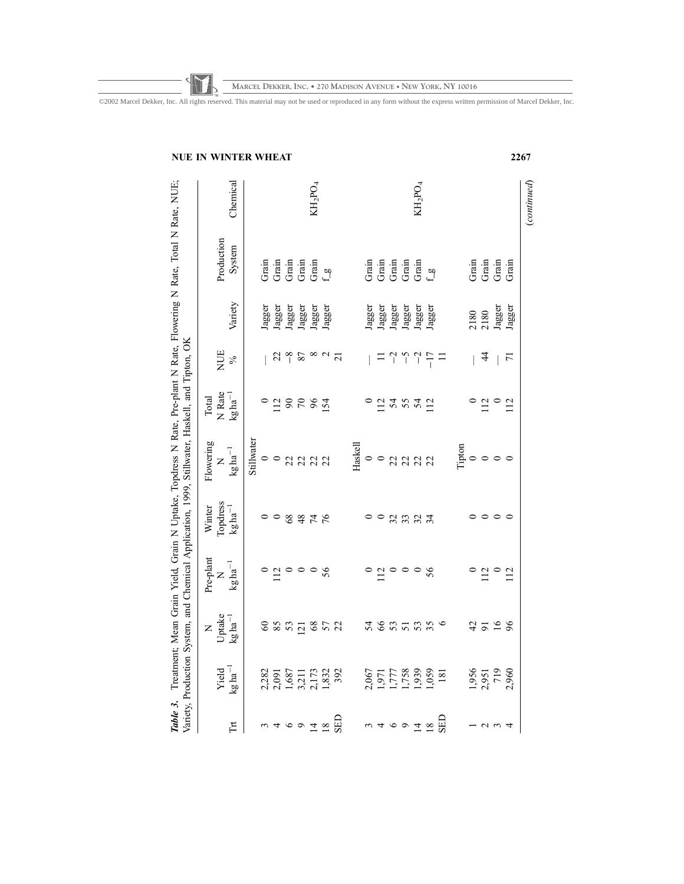*Table 3.* Treatment, Mean Grain Yield, Grain N Uptake, Topdress N Rate, Pre-plant N Rate, Flowering N Rate, Total N Rate, NUE, Variety, Production System, and Chemical Application, 1999, Stillwater, Haskell, and Tipton, OK

| Trt | Yield $kg\,ha^{-1}$ | N Uptake $kg\,ha^{-1}$ | Pre-plant N $kg\,ha^{-1}$ | Winter Topdress $kg\,ha^{-1}$ | Flowering N $kg\,ha^{-1}$ | Total N Rate $kg\,ha^{-1}$ | NUE % | Variety | Production System | Chemical |
|---|---|---|---|---|---|---|---|---|---|---|
| | | | | | Stillwater | | | | | |
| 3 | 2,282 | 60 | 0 | 0 | 0 | 0 | — | Jagger | Grain | |
| 4 | 2,091 | 85 | 112 | 0 | 0 | 112 | 22 | Jagger | Grain | |
| 6 | 1,687 | 53 | 0 | 68 | 22 | 90 | −8 | Jagger | Grain | |
| 9 | 3,211 | 121 | 0 | 48 | 22 | 70 | 87 | Jagger | Grain | |
| 14 | 2,173 | 68 | 0 | 74 | 22 | 96 | 8 | Jagger | Grain | $KH_2PO_4$ |
| 18 | 1,832 | 57 | 56 | 76 | 22 | 154 | 2 | Jagger | f_g | |
| SED | 392 | 22 | | | | | 21 | | | |
| | | | | | Haskell | | | | | |
| 3 | 2,067 | 54 | 0 | 0 | 0 | 0 | — | Jagger | Grain | |
| 4 | 1,971 | 66 | 112 | 0 | 0 | 112 | 11 | Jagger | Grain | |
| 6 | 1,777 | 53 | 0 | 32 | 22 | 54 | −2 | Jagger | Grain | |
| 9 | 1,758 | 51 | 0 | 33 | 22 | 55 | −5 | Jagger | Grain | |
| 14 | 1,939 | 53 | 0 | 32 | 22 | 54 | −2 | Jagger | Grain | $KH_2PO_4$ |
| 18 | 1,059 | 35 | 56 | 34 | 22 | 112 | −17 | Jagger | f_g | |
| SED | 181 | 6 | | | | | 11 | | | |
| | | | | | Tipton | | | | | |
| 1 | 1,956 | 42 | 0 | 0 | 0 | 0 | — | 2180 | Grain | |
| 2 | 2,951 | 91 | 112 | 0 | 0 | 112 | 44 | 2180 | Grain | |
| 3 | 719 | 16 | 0 | 0 | 0 | 0 | — | Jagger | Grain | |
| 4 | 2,960 | 96 | 112 | 0 | 0 | 112 | 71 | Jagger | Grain | |

(*continued*)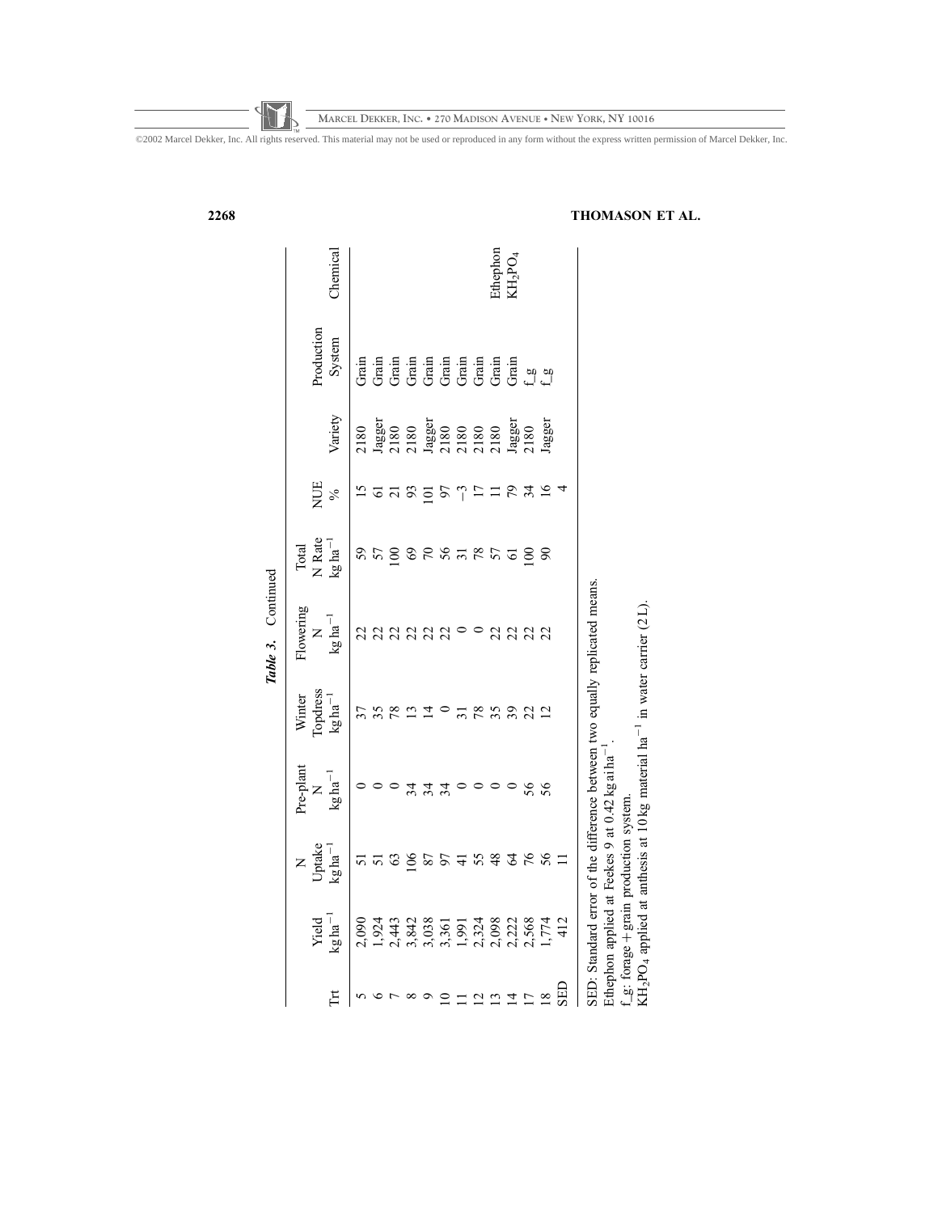*Table 3.* Continued

| Trt | Yield $kg\,ha^{-1}$ | N Uptake $kg\,ha^{-1}$ | Pre-plant N $kg\,ha^{-1}$ | Winter Topdress $kg\,ha^{-1}$ | Flowering N $kg\,ha^{-1}$ | Total N Rate $kg\,ha^{-1}$ | NUE % | Variety | Production System | Chemical |
|---|---|---|---|---|---|---|---|---|---|---|
| 5 | 2,090 | 51 | 0 | 37 | 22 | 59 | 15 | 2180 | Grain | |
| 6 | 1,924 | 51 | 0 | 35 | 22 | 57 | 61 | Jagger | Grain | |
| 7 | 2,443 | 63 | 0 | 78 | 22 | 100 | 21 | 2180 | Grain | |
| 8 | 3,842 | 106 | 34 | 13 | 22 | 69 | 93 | 2180 | Grain | |
| 9 | 3,038 | 87 | 34 | 14 | 22 | 70 | 101 | Jagger | Grain | |
| 10 | 3,361 | 97 | 34 | 0 | 22 | 56 | 97 | 2180 | Grain | |
| 11 | 1,991 | 41 | 0 | 31 | 0 | 31 | −3 | 2180 | Grain | |
| 12 | 2,324 | 55 | 0 | 78 | 0 | 78 | 17 | 2180 | Grain | |
| 13 | 2,098 | 48 | 0 | 35 | 22 | 57 | 11 | 2180 | Grain | Ethephon |
| 14 | 2,222 | 64 | 0 | 39 | 22 | 61 | 79 | Jagger | Grain | $KH_2PO_4$ |
| 17 | 2,568 | 76 | 56 | 22 | 22 | 100 | 34 | 2180 | f_g | |
| 18 | 1,774 | 56 | 56 | 12 | 22 | 90 | 16 | Jagger | f_g | |
| SED | 412 | 11 | | | | | 4 | | | |

SED: Standard error of the difference between two equally replicated means.
Ethephon applied at Feekes 9 at 0.42 kg ai $ha^{-1}$.
f_g: forage + grain production system.
$KH_2PO_4$ applied at anthesis at 10 kg material $ha^{-1}$ in water carrier (2 L).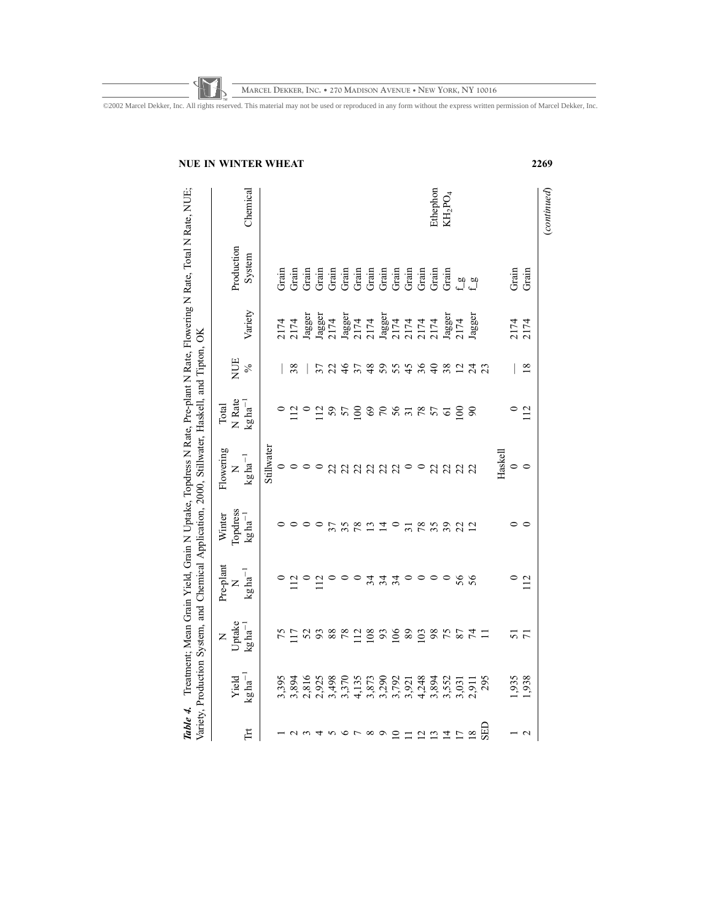*Table 4.* Treatment; Mean Grain Yield, Grain N Uptake, Topdress N Rate, Pre-plant N Rate, Flowering N Rate, Total N Rate, NUE; Variety, Production System, and Chemical Application, 2000, Stillwater, Haskell, and Tipton, OK

| Trt | Yield $kg\,ha^{-1}$ | N Uptake $kg\,ha^{-1}$ | Pre-plant N $kg\,ha^{-1}$ | Winter Topdress $kg\,ha^{-1}$ | Flowering N $kg\,ha^{-1}$ | Total N Rate $kg\,ha^{-1}$ | NUE % | Variety | Production System | Chemical |
|---|---|---|---|---|---|---|---|---|---|---|
| | | | | | Stillwater | | | | | |
| 1 | 3,395 | 75 | 0 | 0 | 0 | 0 | — | 2174 | Grain | |
| 2 | 3,894 | 117 | 112 | 0 | 0 | 112 | 38 | 2174 | Grain | |
| 3 | 2,816 | 52 | 0 | 0 | 0 | 0 | — | Jagger | Grain | |
| 4 | 2,925 | 93 | 112 | 0 | 0 | 112 | 37 | Jagger | Grain | |
| 5 | 3,498 | 88 | 0 | 37 | 22 | 59 | 22 | 2174 | Grain | |
| 6 | 3,370 | 78 | 0 | 35 | 22 | 57 | 46 | Jagger | Grain | |
| 7 | 4,135 | 112 | 0 | 78 | 22 | 100 | 37 | 2174 | Grain | |
| 8 | 3,873 | 108 | 34 | 13 | 22 | 69 | 48 | 2174 | Grain | |
| 9 | 3,290 | 93 | 34 | 14 | 22 | 70 | 59 | Jagger | Grain | |
| 10 | 3,792 | 106 | 34 | 0 | 22 | 56 | 55 | 2174 | Grain | |
| 11 | 3,921 | 89 | 0 | 31 | 0 | 31 | 45 | 2174 | Grain | |
| 12 | 4,248 | 103 | 0 | 78 | 0 | 78 | 36 | 2174 | Grain | |
| 13 | 3,894 | 98 | 0 | 35 | 22 | 57 | 40 | 2174 | Grain | Ethephon |
| 14 | 3,552 | 75 | 0 | 39 | 22 | 61 | 38 | Jagger | Grain | $KH_2PO_4$ |
| 17 | 3,031 | 87 | 56 | 22 | 22 | 100 | 12 | 2174 | f_g | |
| 18 | 2,911 | 74 | 56 | 12 | 22 | 90 | 24 | Jagger | f_g | |
| SED | 295 | 11 | | | | | 23 | | | |
| | | | | | Haskell | | | | | |
| 1 | 1,935 | 51 | 0 | 0 | 0 | 0 | — | 2174 | Grain | |
| 2 | 1,938 | 71 | 112 | 0 | 0 | 112 | 18 | 2174 | Grain | |

(*continued*)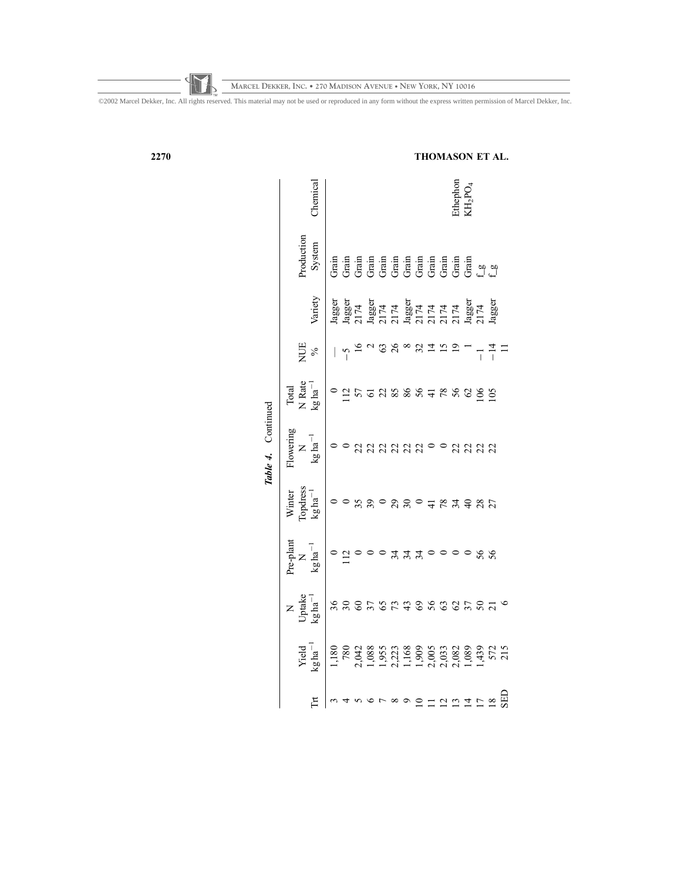*Table 4.* Continued

| Trt | Yield kg ha$^{-1}$ | N Uptake kg ha$^{-1}$ | Pre-plant N kg ha$^{-1}$ | Winter Topdress kg ha$^{-1}$ | Flowering N kg ha$^{-1}$ | Total N Rate kg ha$^{-1}$ | NUE % | Variety | Production System | Chemical |
|---|---|---|---|---|---|---|---|---|---|---|
| 3 | 1,180 | 36 | 0 | 0 | 0 | 0 | — | Jagger | Grain | |
| 4 | 780 | 30 | 112 | 0 | 0 | 112 | −5 | Jagger | Grain | |
| 5 | 2,042 | 60 | 0 | 35 | 22 | 57 | 16 | 2174 | Grain | |
| 6 | 1,088 | 37 | 0 | 39 | 22 | 61 | 2 | Jagger | Grain | |
| 7 | 1,955 | 65 | 0 | 0 | 22 | 22 | 63 | 2174 | Grain | |
| 8 | 2,223 | 73 | 34 | 29 | 22 | 85 | 26 | 2174 | Grain | |
| 9 | 1,168 | 43 | 34 | 30 | 22 | 86 | 8 | Jagger | Grain | |
| 10 | 1,909 | 69 | 34 | 0 | 22 | 56 | 32 | 2174 | Grain | |
| 11 | 2,005 | 56 | 0 | 41 | 0 | 41 | 14 | 2174 | Grain | |
| 12 | 2,033 | 63 | 0 | 78 | 0 | 78 | 15 | 2174 | Grain | |
| 13 | 2,082 | 62 | 0 | 34 | 22 | 56 | 19 | 2174 | Grain | |
| 14 | 1,089 | 37 | 0 | 40 | 22 | 62 | 1 | Jagger | Grain | |
| 17 | 1,439 | 50 | 56 | 28 | 22 | 106 | −1 | 2174 | f_g | Ethephon |
| 18 | 572 | 21 | 56 | 27 | 22 | 105 | −14 | Jagger | f_g | $KH_2PO_4$ |
| SED | 215 | 6 | | | | | 11 | | | |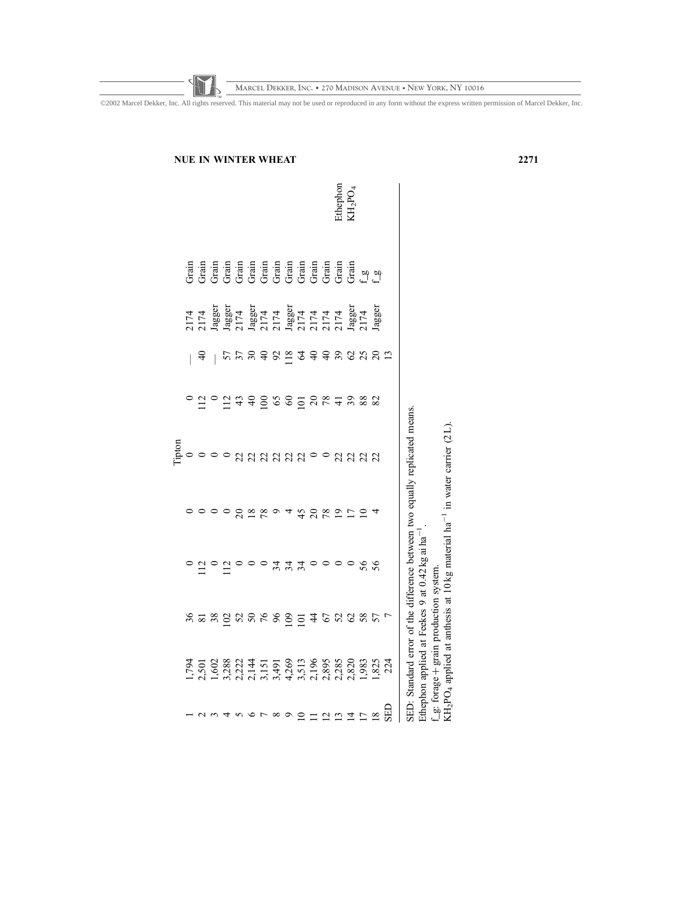| | | | | | | | | | | |
|---|---|---|---|---|---|---|---|---|---|---|
| | | | | | Tipton | | | | | |
| 1 | 1,794 | 36 | 0 | 0 | 0 | 0 | — | 2174 | Grain | |
| 2 | 2,501 | 81 | 112 | 0 | 0 | 112 | 40 | 2174 | Grain | |
| 3 | 1,602 | 38 | 0 | 0 | 0 | 0 | — | Jagger | Grain | |
| 4 | 3,288 | 102 | 112 | 0 | 0 | 112 | 57 | Jagger | Grain | |
| 5 | 2,222 | 52 | 0 | 20 | 22 | 43 | 37 | 2174 | Grain | |
| 6 | 2,144 | 50 | 0 | 18 | 22 | 40 | 30 | Jagger | Grain | |
| 7 | 3,151 | 76 | 0 | 78 | 22 | 100 | 40 | 2174 | Grain | |
| 8 | 3,491 | 96 | 34 | 9 | 22 | 65 | 92 | 2174 | Grain | |
| 9 | 4,269 | 109 | 34 | 4 | 22 | 60 | 118 | Jagger | Grain | |
| 10 | 3,513 | 101 | 34 | 45 | 22 | 101 | 64 | 2174 | Grain | |
| 11 | 2,196 | 44 | 0 | 20 | 0 | 20 | 40 | 2174 | Grain | |
| 12 | 2,895 | 67 | 0 | 78 | 0 | 78 | 40 | 2174 | Grain | |
| 13 | 2,285 | 52 | 0 | 19 | 22 | 41 | 39 | 2174 | Grain | Ethephon |
| 14 | 2,820 | 62 | 0 | 17 | 22 | 39 | 62 | Jagger | Grain | $KH_2PO_4$ |
| 17 | 1,983 | 58 | 56 | 10 | 22 | 88 | 25 | 2174 | f_g | |
| 18 | 1,825 | 57 | 56 | 4 | 22 | 82 | 20 | Jagger | f_g | |
| SED | 224 | 7 | | | | | 13 | | | |

SED: Standard error of the difference between two equally replicated means.
Ethephon applied at Feekes 9 at 0.42 kg ai $ha^{-1}$.
f_g: forage + grain production system.
$KH_2PO_4$ applied at anthesis at 10 kg material $ha^{-1}$ in water carrier (2 L).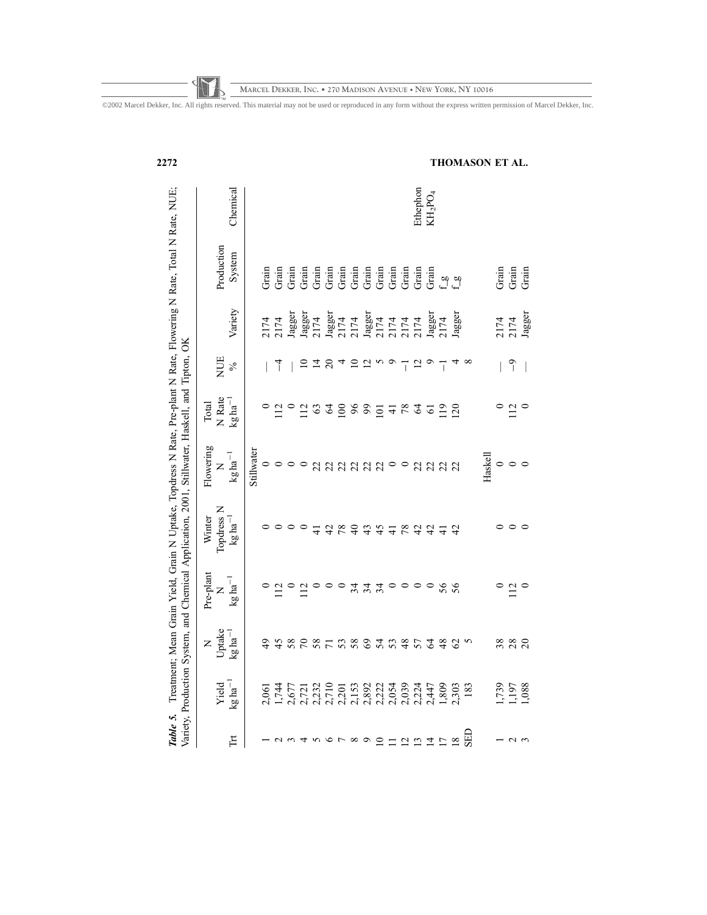*Table 5.* Treatment; Mean Grain Yield, Grain N Uptake, Topdress N Rate, Pre-plant N Rate, Flowering N Rate, Total N Rate, NUE; Variety, Production System, and Chemical Application, 2001, Stillwater, Haskell, and Tipton, OK

| Trt | Yield $kg\,ha^{-1}$ | N Uptake $kg\,ha^{-1}$ | Pre-plant N $kg\,ha^{-1}$ | Winter Topdress N $kg\,ha^{-1}$ | Flowering N $kg\,ha^{-1}$ | Total N Rate $kg\,ha^{-1}$ | NUE % | Variety | Production System | Chemical |
|---|---|---|---|---|---|---|---|---|---|---|
| | | | | | Stillwater | | | | | |
| 1 | 2,061 | 49 | 0 | 0 | 0 | 0 | — | 2174 | Grain | |
| 2 | 1,744 | 45 | 112 | 0 | 0 | 112 | −4 | 2174 | Grain | |
| 3 | 2,677 | 58 | 0 | 0 | 0 | 0 | — | Jagger | Grain | |
| 4 | 2,721 | 70 | 112 | 0 | 0 | 112 | 10 | Jagger | Grain | |
| 5 | 2,232 | 58 | 0 | 41 | 22 | 63 | 14 | 2174 | Grain | |
| 6 | 2,710 | 71 | 0 | 42 | 22 | 64 | 20 | Jagger | Grain | |
| 7 | 2,201 | 53 | 0 | 78 | 22 | 100 | 4 | 2174 | Grain | |
| 8 | 2,153 | 58 | 34 | 40 | 22 | 96 | 10 | 2174 | Grain | |
| 9 | 2,892 | 69 | 34 | 43 | 22 | 99 | 12 | Jagger | Grain | |
| 10 | 2,222 | 54 | 34 | 45 | 22 | 101 | 5 | 2174 | Grain | |
| 11 | 2,054 | 53 | 0 | 41 | 0 | 41 | 9 | 2174 | Grain | |
| 12 | 2,039 | 48 | 0 | 78 | 0 | 78 | −1 | 2174 | Grain | |
| 13 | 2,224 | 57 | 0 | 42 | 22 | 64 | 12 | 2174 | Grain | Ethephon |
| 14 | 2,447 | 64 | 0 | 42 | 22 | 61 | 9 | Jagger | Grain | $KH_2PO_4$ |
| 17 | 1,809 | 48 | 56 | 41 | 22 | 119 | −1 | 2174 | f_g | |
| 18 | 2,303 | 62 | 56 | 42 | 22 | 120 | 4 | Jagger | f_g | |
| SED | 183 | 5 | | | | | 8 | | | |
| | | | | | Haskell | | | | | |
| 1 | 1,739 | 38 | 0 | 0 | 0 | 0 | — | 2174 | Grain | |
| 2 | 1,197 | 28 | 112 | 0 | 0 | 112 | −9 | 2174 | Grain | |
| 3 | 1,088 | 20 | 0 | 0 | 0 | 0 | — | Jagger | Grain | |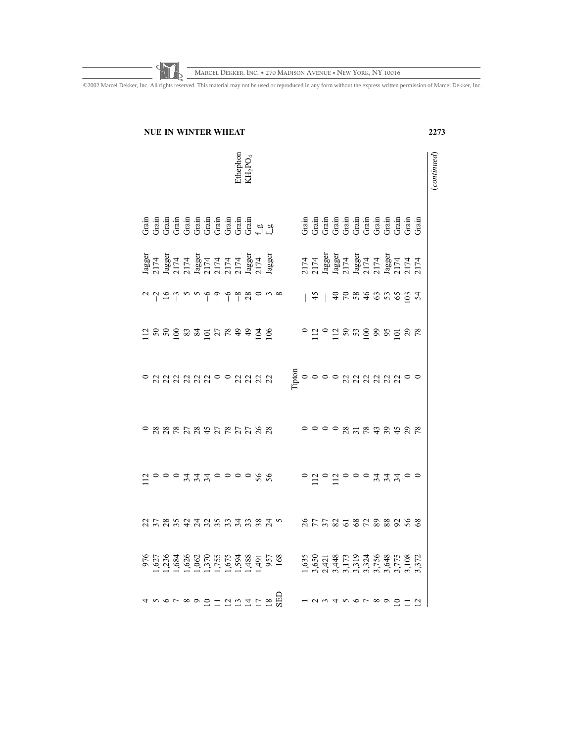| | | | | | | | | | | |
|---|---|---|---|---|---|---|---|---|---|---|
| 4 | 976 | 22 | 112 | 0 | 0 | 112 | 2 | Jagger | Grain | |
| 5 | 1,627 | 37 | 0 | 28 | 22 | 50 | −2 | 2174 | Grain | |
| 6 | 1,236 | 28 | 0 | 28 | 22 | 50 | 16 | Jagger | Grain | |
| 7 | 1,684 | 35 | 0 | 78 | 22 | 100 | −3 | 2174 | Grain | |
| 8 | 1,626 | 42 | 34 | 27 | 22 | 83 | 5 | 2174 | Grain | |
| 9 | 1,062 | 24 | 34 | 28 | 22 | 84 | 5 | Jagger | Grain | |
| 10 | 1,370 | 32 | 34 | 45 | 22 | 101 | −6 | 2174 | Grain | |
| 11 | 1,755 | 35 | 0 | 27 | 0 | 27 | −9 | 2174 | Grain | |
| 12 | 1,675 | 33 | 0 | 78 | 0 | 78 | −6 | 2174 | Grain | |
| 13 | 1,594 | 34 | 0 | 27 | 22 | 49 | −8 | 2174 | Grain | |
| 14 | 1,488 | 33 | 0 | 27 | 22 | 49 | 28 | Jagger | Grain | |
| 17 | 1,491 | 38 | 56 | 26 | 22 | 104 | 0 | 2174 | f_g | Ethephon |
| 18 | 957 | 24 | 56 | 28 | 22 | 106 | 3 | Jagger | f_g | $KH_2PO_4$ |
| SED | 168 | 5 | | | | | 8 | | | |
| | | | | | Tipton | | | | | |
| 1 | 1,635 | 26 | 0 | 0 | 0 | 0 | — | 2174 | Grain | |
| 2 | 3,650 | 77 | 112 | 0 | 0 | 112 | 45 | 2174 | Grain | |
| 3 | 2,421 | 37 | 0 | 0 | 0 | 0 | — | Jagger | Grain | |
| 4 | 3,448 | 82 | 112 | 0 | 0 | 112 | 40 | Jagger | Grain | |
| 5 | 3,173 | 61 | 0 | 28 | 22 | 50 | 70 | 2174 | Grain | |
| 6 | 3,319 | 68 | 0 | 31 | 22 | 53 | 58 | Jagger | Grain | |
| 7 | 3,324 | 72 | 0 | 78 | 22 | 100 | 46 | 2174 | Grain | |
| 8 | 3,756 | 89 | 34 | 43 | 22 | 99 | 63 | 2174 | Grain | |
| 9 | 3,648 | 88 | 34 | 39 | 22 | 95 | 53 | Jagger | Grain | |
| 10 | 3,775 | 92 | 34 | 45 | 22 | 101 | 65 | 2174 | Grain | |
| 11 | 3,108 | 56 | 0 | 29 | 0 | 29 | 103 | 2174 | Grain | |
| 12 | 3,372 | 68 | 0 | 78 | 0 | 78 | 54 | 2174 | Grain | |

(*continued*)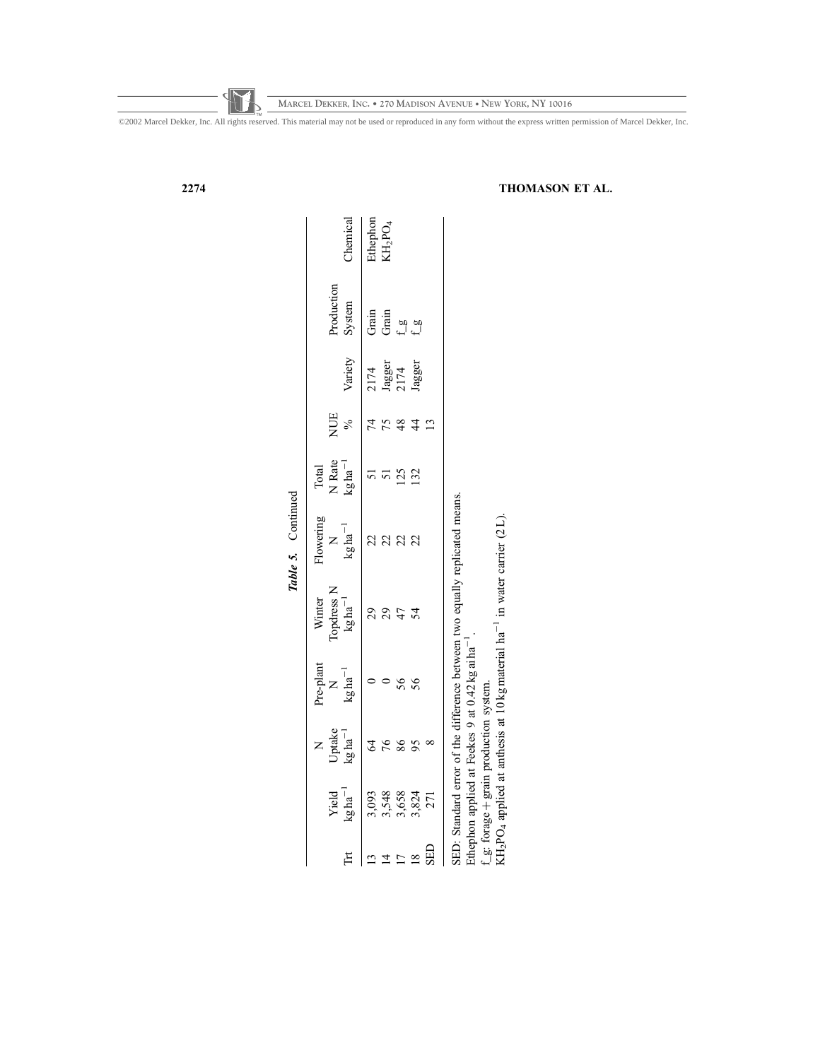*Table 5.* Continued

| Trt | Yield $kg\,ha^{-1}$ | N Uptake $kg\,ha^{-1}$ | Pre-plant N $kg\,ha^{-1}$ | Winter Topdress N $kg\,ha^{-1}$ | Flowering N $kg\,ha^{-1}$ | Total N Rate $kg\,ha^{-1}$ | NUE % | Variety | Production System | Chemical |
|---|---|---|---|---|---|---|---|---|---|---|
| 13 | 3,093 | 64 | 0 | 29 | 22 | 51 | 74 | 2174 | Grain | Ethephon |
| 14 | 3,548 | 76 | 0 | 29 | 22 | 51 | 75 | Jagger | Grain | $KH_2PO_4$ |
| 17 | 3,658 | 86 | 56 | 47 | 22 | 125 | 48 | 2174 | f_g | |
| 18 | 3,824 | 95 | 56 | 54 | 22 | 132 | 44 | Jagger | f_g | |
| SED | 271 | 8 | | | | | 13 | | | |

SED: Standard error of the difference between two equally replicated means.
Ethephon applied at Feekes 9 at $0.42\,kg\,ai\,ha^{-1}$.
f_g: forage + grain production system.
$KH_2PO_4$ applied at anthesis at $10\,kg$ material $ha^{-1}$ in water carrier (2 L).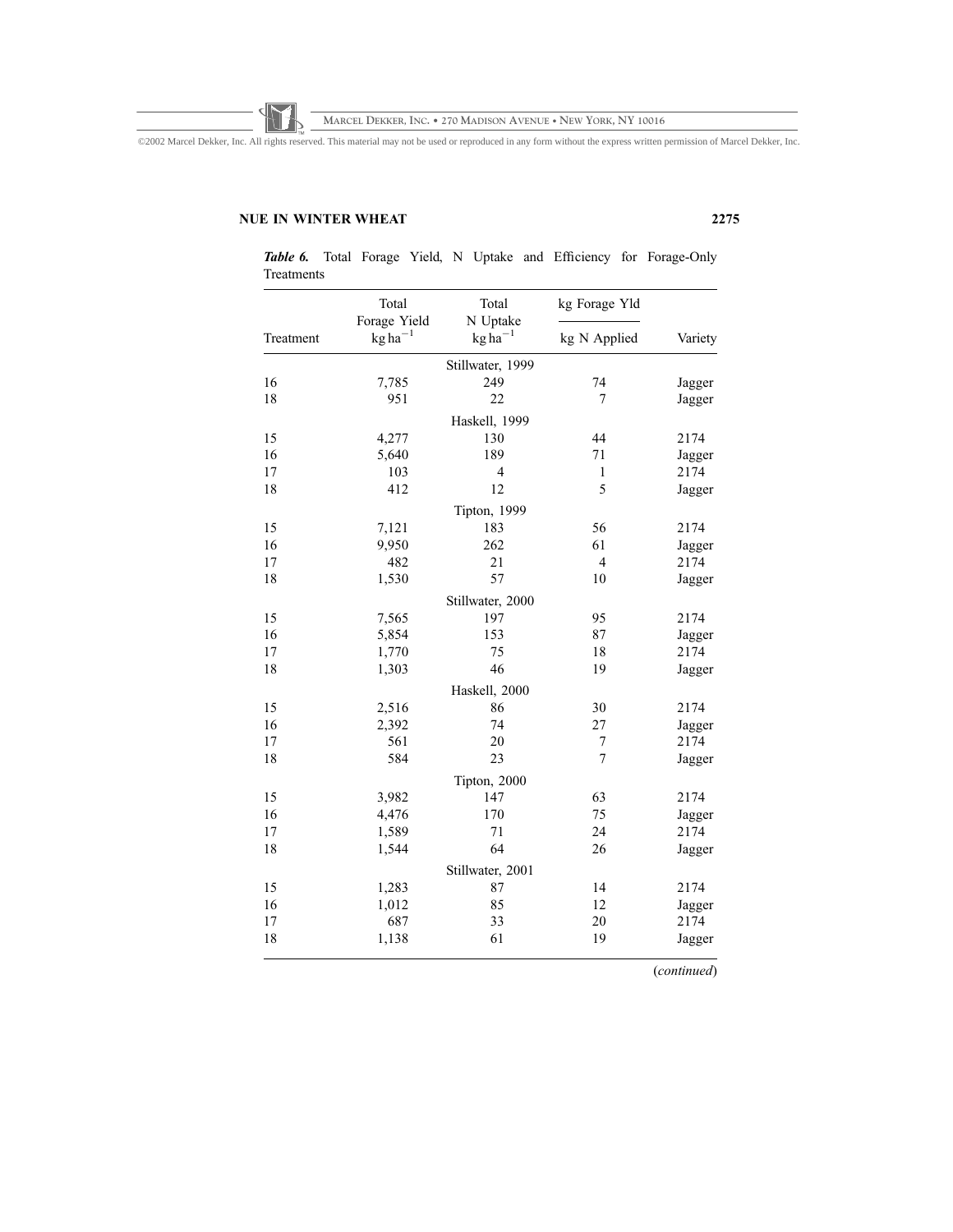*Table 6.* Total Forage Yield, N Uptake and Efficiency for Forage-Only Treatments

| Treatment | Total Forage Yield $kg\,ha^{-1}$ | Total N Uptake $kg\,ha^{-1}$ | kg Forage Yld / kg N Applied | Variety |
|---|---|---|---|---|
| | | Stillwater, 1999 | | |
| 16 | 7,785 | 249 | 74 | Jagger |
| 18 | 951 | 22 | 7 | Jagger |
| | | Haskell, 1999 | | |
| 15 | 4,277 | 130 | 44 | 2174 |
| 16 | 5,640 | 189 | 71 | Jagger |
| 17 | 103 | 4 | 1 | 2174 |
| 18 | 412 | 12 | 5 | Jagger |
| | | Tipton, 1999 | | |
| 15 | 7,121 | 183 | 56 | 2174 |
| 16 | 9,950 | 262 | 61 | Jagger |
| 17 | 482 | 21 | 4 | 2174 |
| 18 | 1,530 | 57 | 10 | Jagger |
| | | Stillwater, 2000 | | |
| 15 | 7,565 | 197 | 95 | 2174 |
| 16 | 5,854 | 153 | 87 | Jagger |
| 17 | 1,770 | 75 | 18 | 2174 |
| 18 | 1,303 | 46 | 19 | Jagger |
| | | Haskell, 2000 | | |
| 15 | 2,516 | 86 | 30 | 2174 |
| 16 | 2,392 | 74 | 27 | Jagger |
| 17 | 561 | 20 | 7 | 2174 |
| 18 | 584 | 23 | 7 | Jagger |
| | | Tipton, 2000 | | |
| 15 | 3,982 | 147 | 63 | 2174 |
| 16 | 4,476 | 170 | 75 | Jagger |
| 17 | 1,589 | 71 | 24 | 2174 |
| 18 | 1,544 | 64 | 26 | Jagger |
| | | Stillwater, 2001 | | |
| 15 | 1,283 | 87 | 14 | 2174 |
| 16 | 1,012 | 85 | 12 | Jagger |
| 17 | 687 | 33 | 20 | 2174 |
| 18 | 1,138 | 61 | 19 | Jagger |

(*continued*)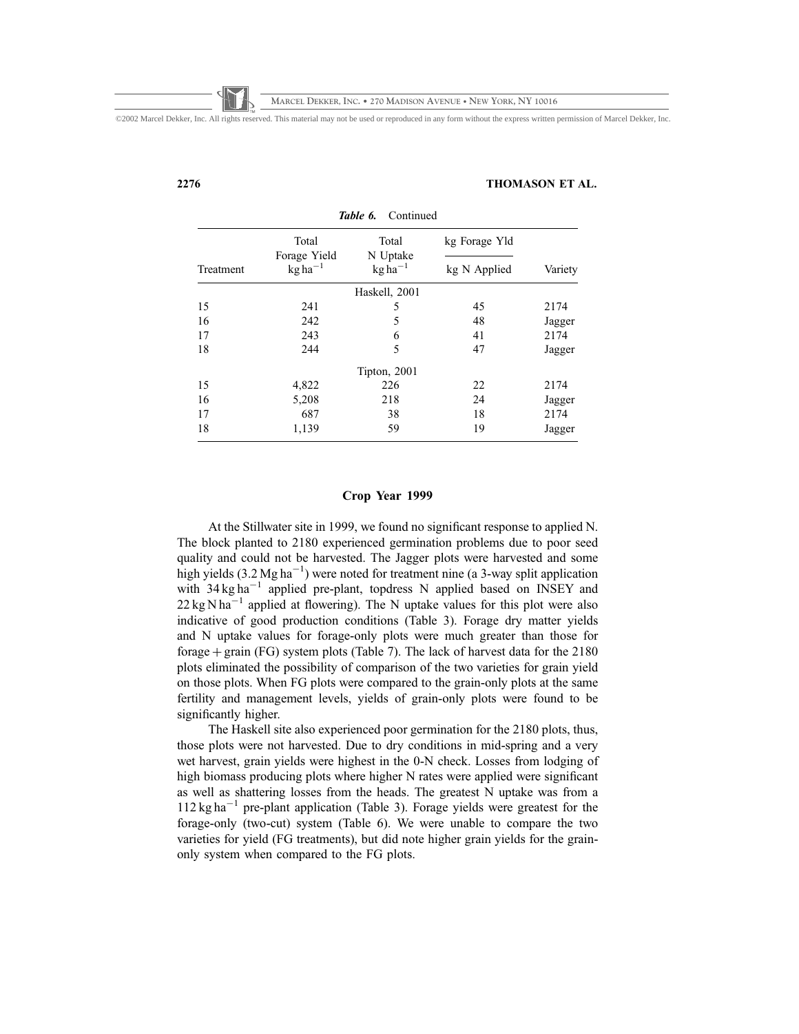*Table 6.* Continued

| Treatment | Total Forage Yield $kg\,ha^{-1}$ | Total N Uptake $kg\,ha^{-1}$ | kg Forage Yld / kg N Applied | Variety |
|---|---|---|---|---|
| | | Haskell, 2001 | | |
| 15 | 241 | 5 | 45 | 2174 |
| 16 | 242 | 5 | 48 | Jagger |
| 17 | 243 | 6 | 41 | 2174 |
| 18 | 244 | 5 | 47 | Jagger |
| | | Tipton, 2001 | | |
| 15 | 4,822 | 226 | 22 | 2174 |
| 16 | 5,208 | 218 | 24 | Jagger |
| 17 | 687 | 38 | 18 | 2174 |
| 18 | 1,139 | 59 | 19 | Jagger |

## Crop Year 1999

At the Stillwater site in 1999, we found no significant response to applied N. The block planted to 2180 experienced germination problems due to poor seed quality and could not be harvested. The Jagger plots were harvested and some high yields ($3.2\,Mg\,ha^{-1}$) were noted for treatment nine (a 3-way split application with $34\,kg\,ha^{-1}$ applied pre-plant, topdress N applied based on INSEY and $22\,kg\,N\,ha^{-1}$ applied at flowering). The N uptake values for this plot were also indicative of good production conditions (Table 3). Forage dry matter yields and N uptake values for forage-only plots were much greater than those for forage + grain (FG) system plots (Table 7). The lack of harvest data for the 2180 plots eliminated the possibility of comparison of the two varieties for grain yield on those plots. When FG plots were compared to the grain-only plots at the same fertility and management levels, yields of grain-only plots were found to be significantly higher.

The Haskell site also experienced poor germination for the 2180 plots, thus, those plots were not harvested. Due to dry conditions in mid-spring and a very wet harvest, grain yields were highest in the 0-N check. Losses from lodging of high biomass producing plots where higher N rates were applied were significant as well as shattering losses from the heads. The greatest N uptake was from a $112\,kg\,ha^{-1}$ pre-plant application (Table 3). Forage yields were greatest for the forage-only (two-cut) system (Table 6). We were unable to compare the two varieties for yield (FG treatments), but did note higher grain yields for the grain-only system when compared to the FG plots.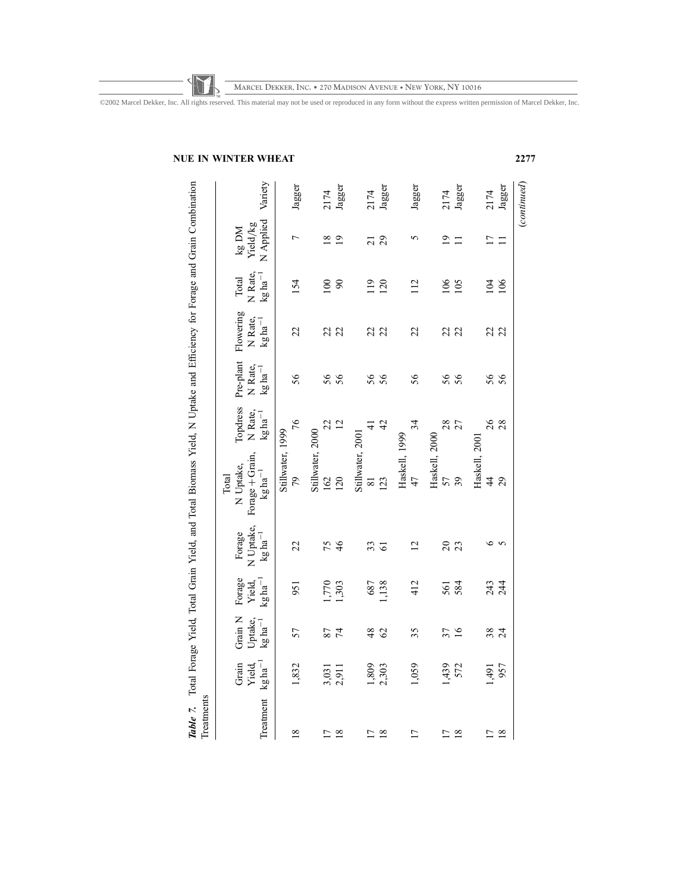**Table 7.** Total Forage Yield, Total Grain Yield, and Total Biomass Yield, N Uptake and Efficiency for Forage and Grain Combination Treatments

| Treatment | Grain Yield, kg ha$^{-1}$ | Grain N Uptake, kg ha$^{-1}$ | Forage Yield, kg ha$^{-1}$ | Forage N Uptake, kg ha$^{-1}$ | Total N Uptake, Forage + Grain, kg ha$^{-1}$ | Topdress N Rate, kg ha$^{-1}$ | Pre-plant N Rate, kg ha$^{-1}$ | Flowering N Rate, kg ha$^{-1}$ | Total N Rate, kg ha$^{-1}$ | kg DM Yield/kg N Applied | Variety |
|---|---|---|---|---|---|---|---|---|---|---|---|
| | | | | | Stillwater, 1999 | | | | | | |
| 18 | 1,832 | 57 | 951 | 22 | 79 | 76 | 56 | 22 | 154 | 7 | Jagger |
| | | | | | Stillwater, 2000 | | | | | | |
| 17 | 3,031 | 87 | 1,770 | 75 | 162 | 22 | 56 | 22 | 100 | 18 | 2174 |
| 18 | 2,911 | 74 | 1,303 | 46 | 120 | 12 | 56 | 22 | 90 | 19 | Jagger |
| | | | | | Stillwater, 2001 | | | | | | |
| 17 | 1,809 | 48 | 687 | 33 | 81 | 41 | 56 | 22 | 119 | 21 | 2174 |
| 18 | 2,303 | 62 | 1,138 | 61 | 123 | 42 | 56 | 22 | 120 | 29 | Jagger |
| | | | | | Haskell, 1999 | | | | | | |
| 17 | 1,059 | 35 | 412 | 12 | 47 | 34 | 56 | 22 | 112 | 5 | Jagger |
| | | | | | Haskell, 2000 | | | | | | |
| 17 | 1,439 | 37 | 561 | 20 | 57 | 28 | 56 | 22 | 106 | 19 | 2174 |
| 18 | 572 | 16 | 584 | 23 | 39 | 27 | 56 | 22 | 105 | 11 | Jagger |
| | | | | | Haskell, 2001 | | | | | | |
| 17 | 1,491 | 38 | 243 | 6 | 44 | 26 | 56 | 22 | 104 | 17 | 2174 |
| 18 | 957 | 24 | 244 | 5 | 29 | 28 | 56 | 22 | 106 | 11 | Jagger |

(*continued*)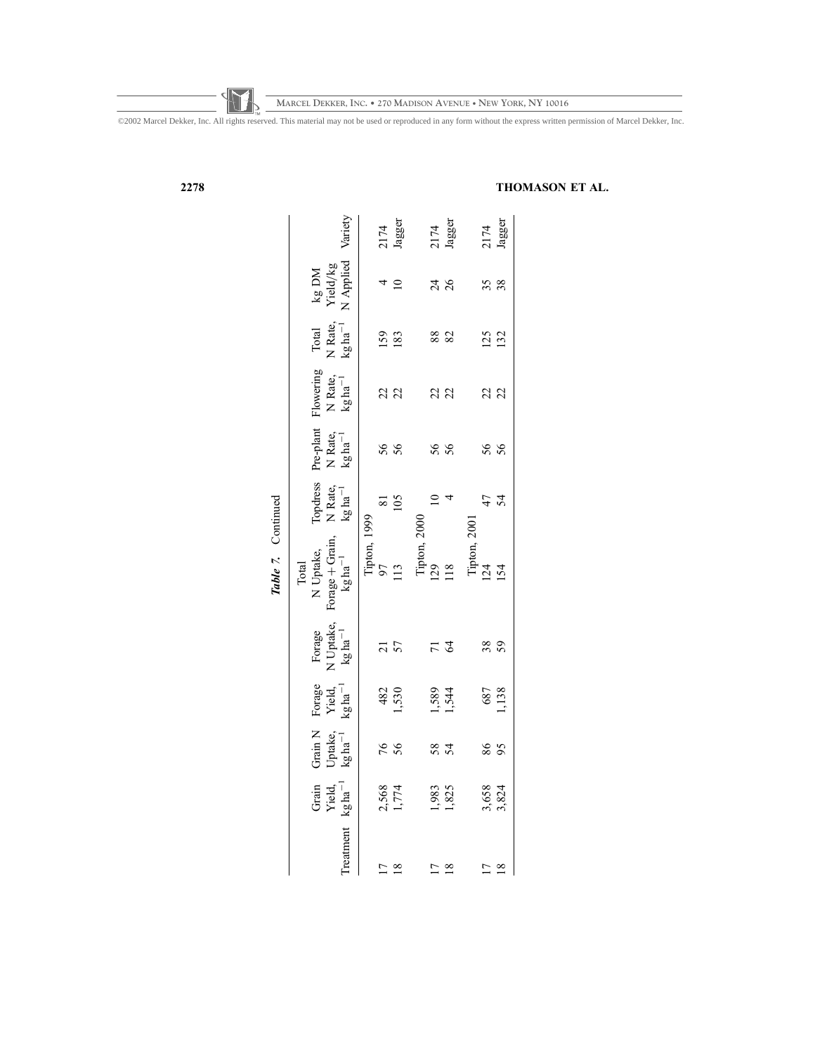***Table 7.*** Continued

| Treatment | Grain Yield, kg ha$^{-1}$ | Grain N Uptake, kg ha$^{-1}$ | Forage Yield, kg ha$^{-1}$ | Forage N Uptake, kg ha$^{-1}$ | Total N Uptake, Forage + Grain, kg ha$^{-1}$ | Topdress N Rate, kg ha$^{-1}$ | Pre-plant N Rate, kg ha$^{-1}$ | Flowering N Rate, kg ha$^{-1}$ | Total N Rate, kg ha$^{-1}$ | kg DM Yield/kg N Applied | Variety |
|---|---|---|---|---|---|---|---|---|---|---|---|
| | | | | | Tipton, 1999 | | | | | | |
| 17 | 2,568 | 76 | 482 | 21 | 97 | 81 | 56 | 22 | 159 | 4 | 2174 |
| 18 | 1,774 | 56 | 1,530 | 57 | 113 | 105 | 56 | 22 | 183 | 10 | Jagger |
| | | | | | Tipton, 2000 | | | | | | |
| 17 | 1,983 | 58 | 1,589 | 71 | 129 | 10 | 56 | 22 | 88 | 24 | 2174 |
| 18 | 1,825 | 54 | 1,544 | 64 | 118 | 4 | 56 | 22 | 82 | 26 | Jagger |
| | | | | | Tipton, 2001 | | | | | | |
| 17 | 3,658 | 86 | 687 | 38 | 124 | 47 | 56 | 22 | 125 | 35 | 2174 |
| 18 | 3,824 | 95 | 1,138 | 59 | 154 | 54 | 56 | 22 | 132 | 38 | Jagger |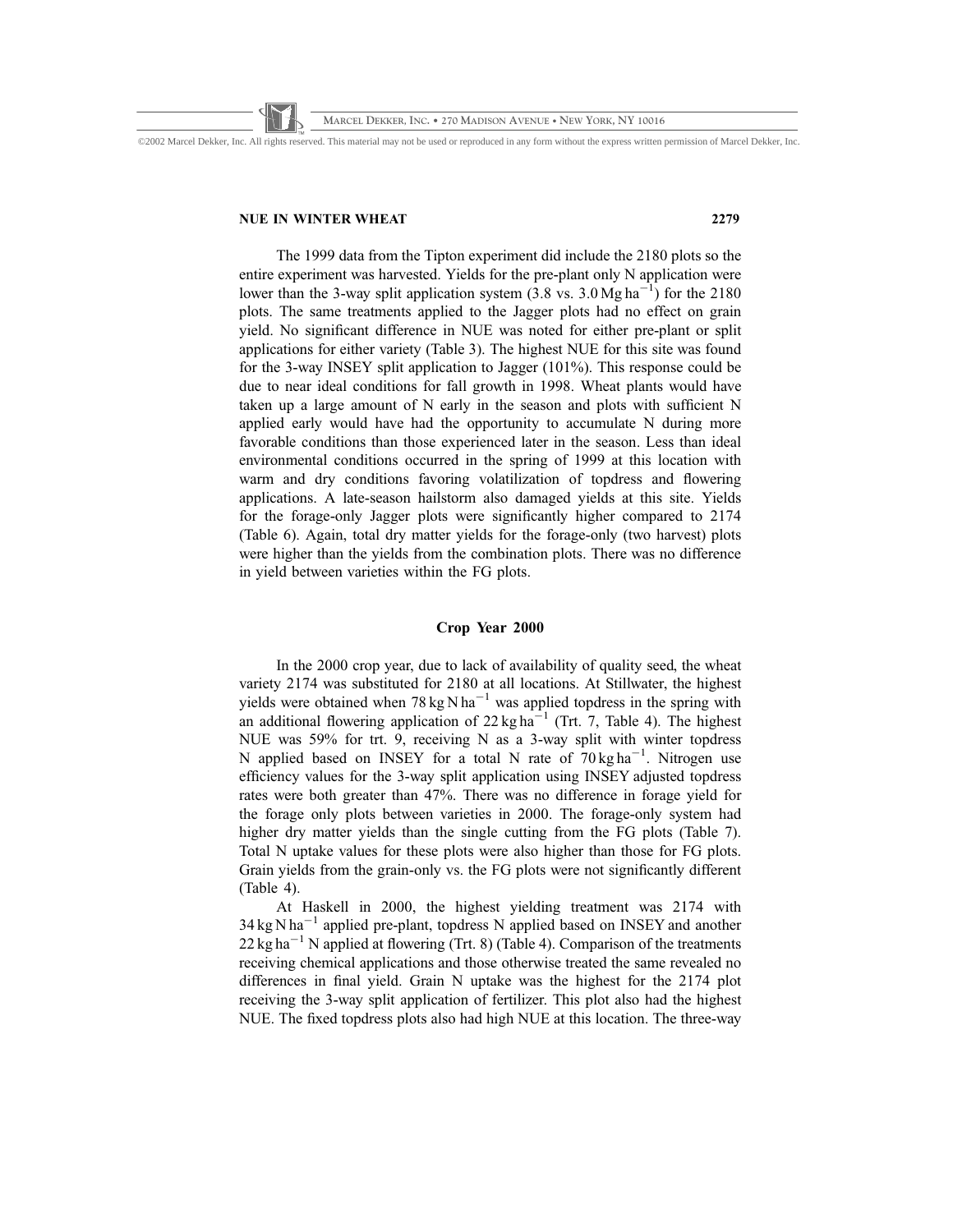The 1999 data from the Tipton experiment did include the 2180 plots so the entire experiment was harvested. Yields for the pre-plant only N application were lower than the 3-way split application system (3.8 vs. 3.0 Mg ha$^{-1}$) for the 2180 plots. The same treatments applied to the Jagger plots had no effect on grain yield. No significant difference in NUE was noted for either pre-plant or split applications for either variety (Table 3). The highest NUE for this site was found for the 3-way INSEY split application to Jagger (101%). This response could be due to near ideal conditions for fall growth in 1998. Wheat plants would have taken up a large amount of N early in the season and plots with sufficient N applied early would have had the opportunity to accumulate N during more favorable conditions than those experienced later in the season. Less than ideal environmental conditions occurred in the spring of 1999 at this location with warm and dry conditions favoring volatilization of topdress and flowering applications. A late-season hailstorm also damaged yields at this site. Yields for the forage-only Jagger plots were significantly higher compared to 2174 (Table 6). Again, total dry matter yields for the forage-only (two harvest) plots were higher than the yields from the combination plots. There was no difference in yield between varieties within the FG plots.

## Crop Year 2000

In the 2000 crop year, due to lack of availability of quality seed, the wheat variety 2174 was substituted for 2180 at all locations. At Stillwater, the highest yields were obtained when 78 kg N ha$^{-1}$ was applied topdress in the spring with an additional flowering application of 22 kg ha$^{-1}$ (Trt. 7, Table 4). The highest NUE was 59% for trt. 9, receiving N as a 3-way split with winter topdress N applied based on INSEY for a total N rate of 70 kg ha$^{-1}$. Nitrogen use efficiency values for the 3-way split application using INSEY adjusted topdress rates were both greater than 47%. There was no difference in forage yield for the forage only plots between varieties in 2000. The forage-only system had higher dry matter yields than the single cutting from the FG plots (Table 7). Total N uptake values for these plots were also higher than those for FG plots. Grain yields from the grain-only vs. the FG plots were not significantly different (Table 4).

At Haskell in 2000, the highest yielding treatment was 2174 with 34 kg N ha$^{-1}$ applied pre-plant, topdress N applied based on INSEY and another 22 kg ha$^{-1}$ N applied at flowering (Trt. 8) (Table 4). Comparison of the treatments receiving chemical applications and those otherwise treated the same revealed no differences in final yield. Grain N uptake was the highest for the 2174 plot receiving the 3-way split application of fertilizer. This plot also had the highest NUE. The fixed topdress plots also had high NUE at this location. The three-way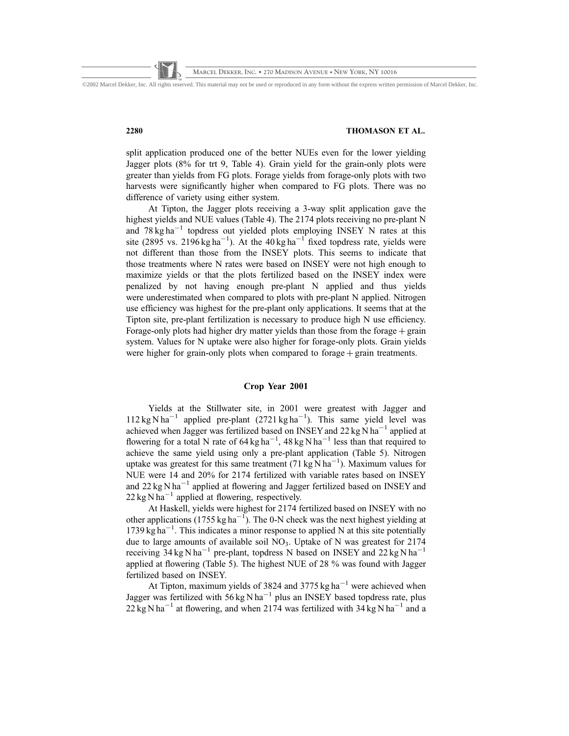split application produced one of the better NUEs even for the lower yielding Jagger plots (8% for trt 9, Table 4). Grain yield for the grain-only plots were greater than yields from FG plots. Forage yields from forage-only plots with two harvests were significantly higher when compared to FG plots. There was no difference of variety using either system.

At Tipton, the Jagger plots receiving a 3-way split application gave the highest yields and NUE values (Table 4). The 2174 plots receiving no pre-plant N and 78 kg ha$^{-1}$ topdress out yielded plots employing INSEY N rates at this site (2895 vs. 2196 kg ha$^{-1}$). At the 40 kg ha$^{-1}$ fixed topdress rate, yields were not different than those from the INSEY plots. This seems to indicate that those treatments where N rates were based on INSEY were not high enough to maximize yields or that the plots fertilized based on the INSEY index were penalized by not having enough pre-plant N applied and thus yields were underestimated when compared to plots with pre-plant N applied. Nitrogen use efficiency was highest for the pre-plant only applications. It seems that at the Tipton site, pre-plant fertilization is necessary to produce high N use efficiency. Forage-only plots had higher dry matter yields than those from the forage + grain system. Values for N uptake were also higher for forage-only plots. Grain yields were higher for grain-only plots when compared to forage + grain treatments.

## Crop Year 2001

Yields at the Stillwater site, in 2001 were greatest with Jagger and 112 kg N ha$^{-1}$ applied pre-plant (2721 kg ha$^{-1}$). This same yield level was achieved when Jagger was fertilized based on INSEY and 22 kg N ha$^{-1}$ applied at flowering for a total N rate of 64 kg ha$^{-1}$, 48 kg N ha$^{-1}$ less than that required to achieve the same yield using only a pre-plant application (Table 5). Nitrogen uptake was greatest for this same treatment (71 kg N ha$^{-1}$). Maximum values for NUE were 14 and 20% for 2174 fertilized with variable rates based on INSEY and 22 kg N ha$^{-1}$ applied at flowering and Jagger fertilized based on INSEY and 22 kg N ha$^{-1}$ applied at flowering, respectively.

At Haskell, yields were highest for 2174 fertilized based on INSEY with no other applications (1755 kg ha$^{-1}$). The 0-N check was the next highest yielding at 1739 kg ha$^{-1}$. This indicates a minor response to applied N at this site potentially due to large amounts of available soil $NO_3$. Uptake of N was greatest for 2174 receiving 34 kg N ha$^{-1}$ pre-plant, topdress N based on INSEY and 22 kg N ha$^{-1}$ applied at flowering (Table 5). The highest NUE of 28 % was found with Jagger fertilized based on INSEY.

At Tipton, maximum yields of 3824 and 3775 kg ha$^{-1}$ were achieved when Jagger was fertilized with 56 kg N ha$^{-1}$ plus an INSEY based topdress rate, plus 22 kg N ha$^{-1}$ at flowering, and when 2174 was fertilized with 34 kg N ha$^{-1}$ and a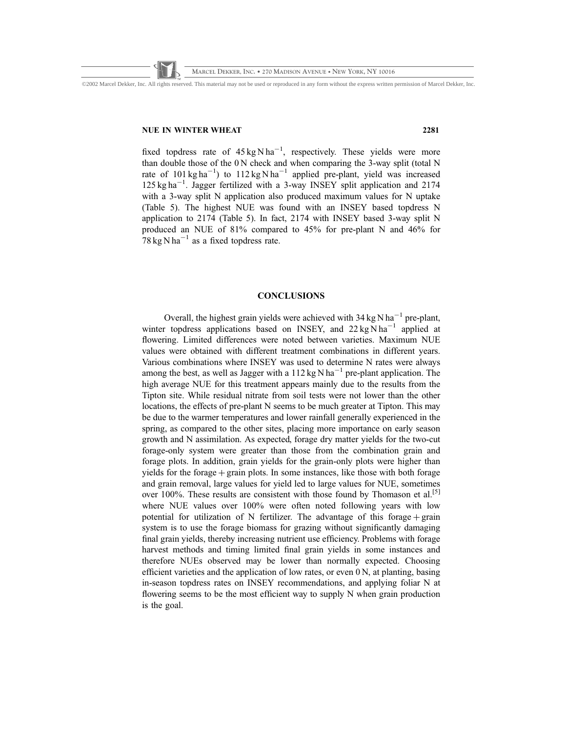fixed topdress rate of $45\,kg\,N\,ha^{-1}$, respectively. These yields were more than double those of the 0 N check and when comparing the 3-way split (total N rate of $101\,kg\,ha^{-1}$) to $112\,kg\,N\,ha^{-1}$ applied pre-plant, yield was increased $125\,kg\,ha^{-1}$. Jagger fertilized with a 3-way INSEY split application and 2174 with a 3-way split N application also produced maximum values for N uptake (Table 5). The highest NUE was found with an INSEY based topdress N application to 2174 (Table 5). In fact, 2174 with INSEY based 3-way split N produced an NUE of 81% compared to 45% for pre-plant N and 46% for $78\,kg\,N\,ha^{-1}$ as a fixed topdress rate.

## CONCLUSIONS

Overall, the highest grain yields were achieved with $34\,kg\,N\,ha^{-1}$ pre-plant, winter topdress applications based on INSEY, and $22\,kg\,N\,ha^{-1}$ applied at flowering. Limited differences were noted between varieties. Maximum NUE values were obtained with different treatment combinations in different years. Various combinations where INSEY was used to determine N rates were always among the best, as well as Jagger with a $112\,kg\,N\,ha^{-1}$ pre-plant application. The high average NUE for this treatment appears mainly due to the results from the Tipton site. While residual nitrate from soil tests were not lower than the other locations, the effects of pre-plant N seems to be much greater at Tipton. This may be due to the warmer temperatures and lower rainfall generally experienced in the spring, as compared to the other sites, placing more importance on early season growth and N assimilation. As expected, forage dry matter yields for the two-cut forage-only system were greater than those from the combination grain and forage plots. In addition, grain yields for the grain-only plots were higher than yields for the forage + grain plots. In some instances, like those with both forage and grain removal, large values for yield led to large values for NUE, sometimes over 100%. These results are consistent with those found by Thomason et al.[5] where NUE values over 100% were often noted following years with low potential for utilization of N fertilizer. The advantage of this forage + grain system is to use the forage biomass for grazing without significantly damaging final grain yields, thereby increasing nutrient use efficiency. Problems with forage harvest methods and timing limited final grain yields in some instances and therefore NUEs observed may be lower than normally expected. Choosing efficient varieties and the application of low rates, or even 0 N, at planting, basing in-season topdress rates on INSEY recommendations, and applying foliar N at flowering seems to be the most efficient way to supply N when grain production is the goal.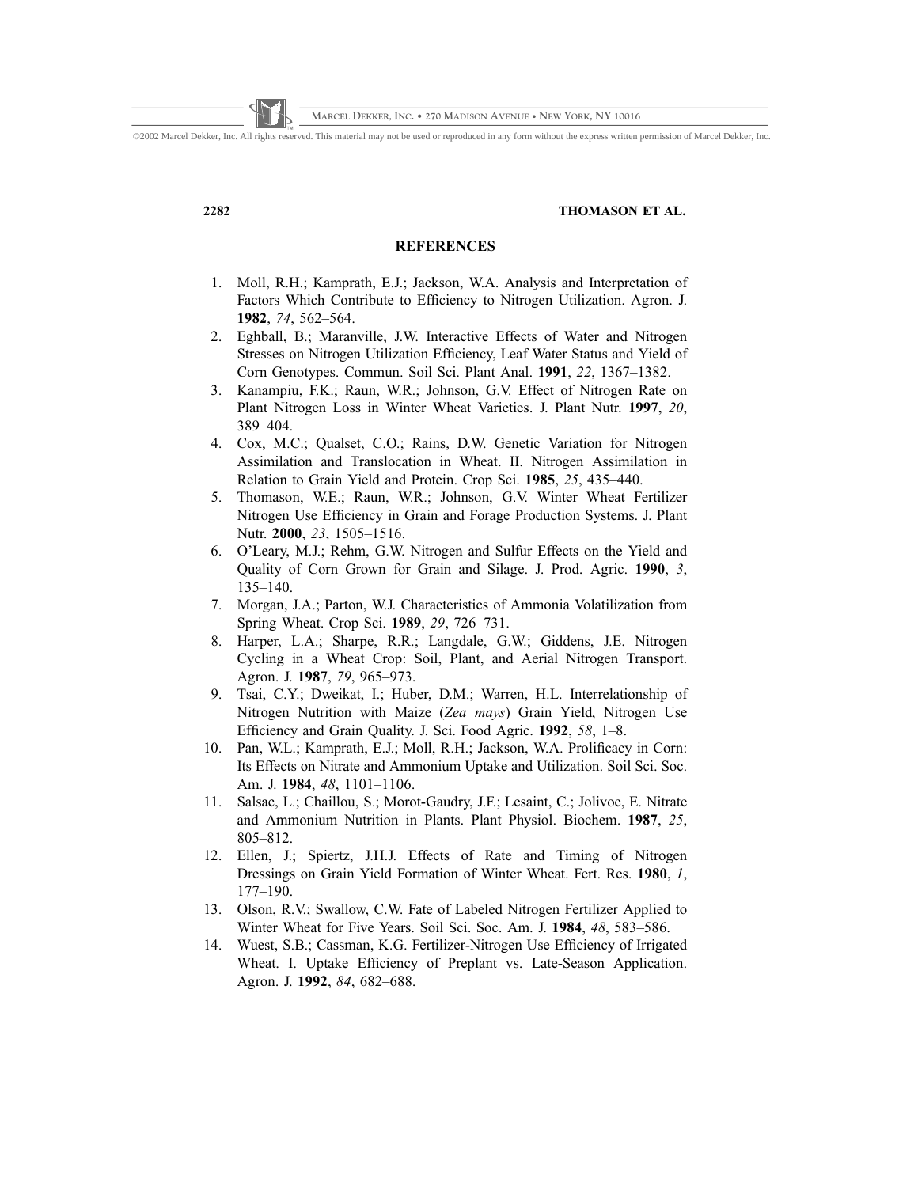## REFERENCES

1. Moll, R.H.; Kamprath, E.J.; Jackson, W.A. Analysis and Interpretation of Factors Which Contribute to Efficiency to Nitrogen Utilization. Agron. J. **1982**, *74*, 562–564.
2. Eghball, B.; Maranville, J.W. Interactive Effects of Water and Nitrogen Stresses on Nitrogen Utilization Efficiency, Leaf Water Status and Yield of Corn Genotypes. Commun. Soil Sci. Plant Anal. **1991**, *22*, 1367–1382.
3. Kanampiu, F.K.; Raun, W.R.; Johnson, G.V. Effect of Nitrogen Rate on Plant Nitrogen Loss in Winter Wheat Varieties. J. Plant Nutr. **1997**, *20*, 389–404.
4. Cox, M.C.; Qualset, C.O.; Rains, D.W. Genetic Variation for Nitrogen Assimilation and Translocation in Wheat. II. Nitrogen Assimilation in Relation to Grain Yield and Protein. Crop Sci. **1985**, *25*, 435–440.
5. Thomason, W.E.; Raun, W.R.; Johnson, G.V. Winter Wheat Fertilizer Nitrogen Use Efficiency in Grain and Forage Production Systems. J. Plant Nutr. **2000**, *23*, 1505–1516.
6. O'Leary, M.J.; Rehm, G.W. Nitrogen and Sulfur Effects on the Yield and Quality of Corn Grown for Grain and Silage. J. Prod. Agric. **1990**, *3*, 135–140.
7. Morgan, J.A.; Parton, W.J. Characteristics of Ammonia Volatilization from Spring Wheat. Crop Sci. **1989**, *29*, 726–731.
8. Harper, L.A.; Sharpe, R.R.; Langdale, G.W.; Giddens, J.E. Nitrogen Cycling in a Wheat Crop: Soil, Plant, and Aerial Nitrogen Transport. Agron. J. **1987**, *79*, 965–973.
9. Tsai, C.Y.; Dweikat, I.; Huber, D.M.; Warren, H.L. Interrelationship of Nitrogen Nutrition with Maize (*Zea mays*) Grain Yield, Nitrogen Use Efficiency and Grain Quality. J. Sci. Food Agric. **1992**, *58*, 1–8.
10. Pan, W.L.; Kamprath, E.J.; Moll, R.H.; Jackson, W.A. Prolificacy in Corn: Its Effects on Nitrate and Ammonium Uptake and Utilization. Soil Sci. Soc. Am. J. **1984**, *48*, 1101–1106.
11. Salsac, L.; Chaillou, S.; Morot-Gaudry, J.F.; Lesaint, C.; Jolivoe, E. Nitrate and Ammonium Nutrition in Plants. Plant Physiol. Biochem. **1987**, *25*, 805–812.
12. Ellen, J.; Spiertz, J.H.J. Effects of Rate and Timing of Nitrogen Dressings on Grain Yield Formation of Winter Wheat. Fert. Res. **1980**, *1*, 177–190.
13. Olson, R.V.; Swallow, C.W. Fate of Labeled Nitrogen Fertilizer Applied to Winter Wheat for Five Years. Soil Sci. Soc. Am. J. **1984**, *48*, 583–586.
14. Wuest, S.B.; Cassman, K.G. Fertilizer-Nitrogen Use Efficiency of Irrigated Wheat. I. Uptake Efficiency of Preplant vs. Late-Season Application. Agron. J. **1992**, *84*, 682–688.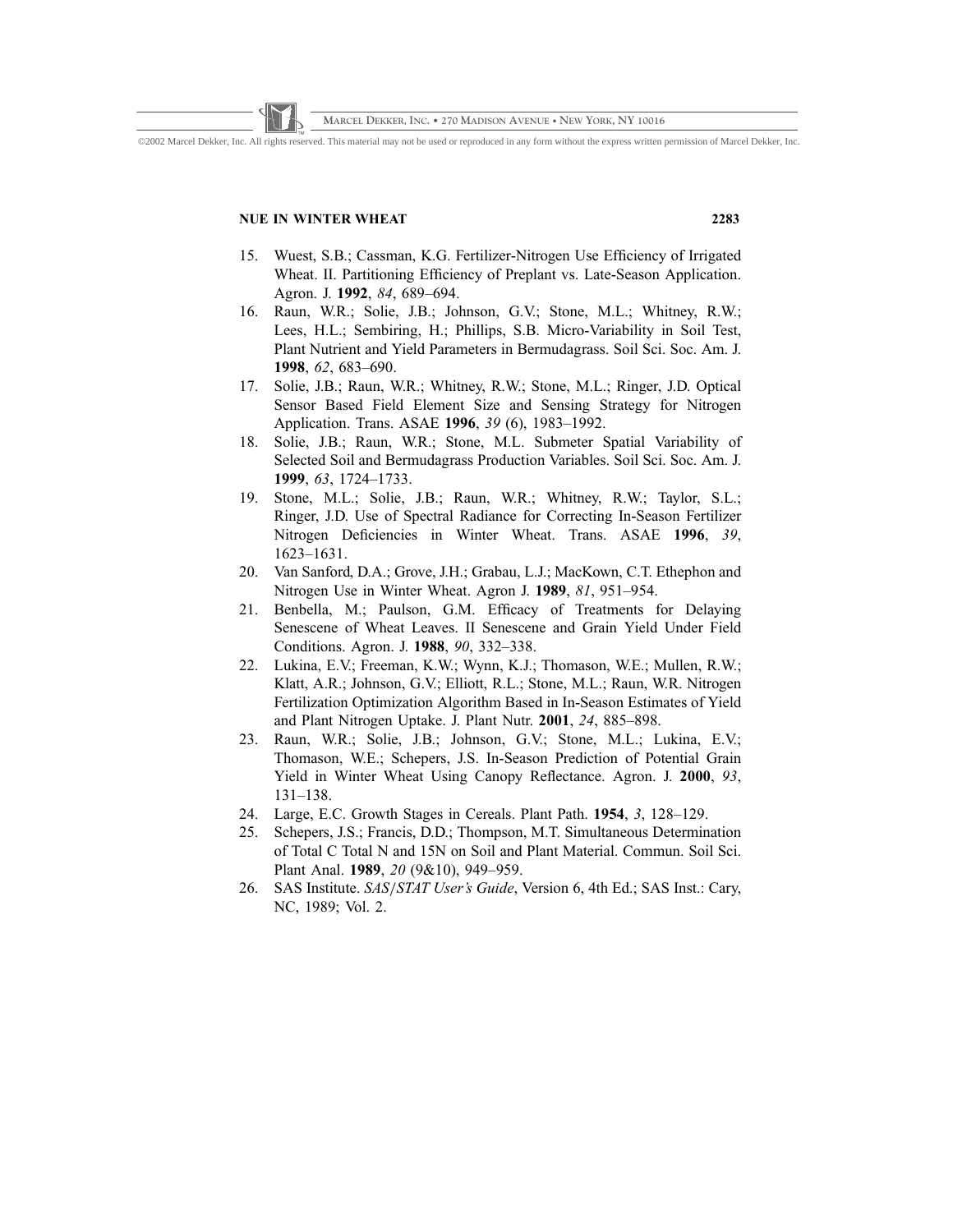15. Wuest, S.B.; Cassman, K.G. Fertilizer-Nitrogen Use Efficiency of Irrigated Wheat. II. Partitioning Efficiency of Preplant vs. Late-Season Application. Agron. J. **1992**, *84*, 689–694.
16. Raun, W.R.; Solie, J.B.; Johnson, G.V.; Stone, M.L.; Whitney, R.W.; Lees, H.L.; Sembiring, H.; Phillips, S.B. Micro-Variability in Soil Test, Plant Nutrient and Yield Parameters in Bermudagrass. Soil Sci. Soc. Am. J. **1998**, *62*, 683–690.
17. Solie, J.B.; Raun, W.R.; Whitney, R.W.; Stone, M.L.; Ringer, J.D. Optical Sensor Based Field Element Size and Sensing Strategy for Nitrogen Application. Trans. ASAE **1996**, *39* (6), 1983–1992.
18. Solie, J.B.; Raun, W.R.; Stone, M.L. Submeter Spatial Variability of Selected Soil and Bermudagrass Production Variables. Soil Sci. Soc. Am. J. **1999**, *63*, 1724–1733.
19. Stone, M.L.; Solie, J.B.; Raun, W.R.; Whitney, R.W.; Taylor, S.L.; Ringer, J.D. Use of Spectral Radiance for Correcting In-Season Fertilizer Nitrogen Deficiencies in Winter Wheat. Trans. ASAE **1996**, *39*, 1623–1631.
20. Van Sanford, D.A.; Grove, J.H.; Grabau, L.J.; MacKown, C.T. Ethephon and Nitrogen Use in Winter Wheat. Agron J. **1989**, *81*, 951–954.
21. Benbella, M.; Paulson, G.M. Efficacy of Treatments for Delaying Senescene of Wheat Leaves. II Senescene and Grain Yield Under Field Conditions. Agron. J. **1988**, *90*, 332–338.
22. Lukina, E.V.; Freeman, K.W.; Wynn, K.J.; Thomason, W.E.; Mullen, R.W.; Klatt, A.R.; Johnson, G.V.; Elliott, R.L.; Stone, M.L.; Raun, W.R. Nitrogen Fertilization Optimization Algorithm Based in In-Season Estimates of Yield and Plant Nitrogen Uptake. J. Plant Nutr. **2001**, *24*, 885–898.
23. Raun, W.R.; Solie, J.B.; Johnson, G.V.; Stone, M.L.; Lukina, E.V.; Thomason, W.E.; Schepers, J.S. In-Season Prediction of Potential Grain Yield in Winter Wheat Using Canopy Reflectance. Agron. J. **2000**, *93*, 131–138.
24. Large, E.C. Growth Stages in Cereals. Plant Path. **1954**, *3*, 128–129.
25. Schepers, J.S.; Francis, D.D.; Thompson, M.T. Simultaneous Determination of Total C Total N and 15N on Soil and Plant Material. Commun. Soil Sci. Plant Anal. **1989**, *20* (9&10), 949–959.
26. SAS Institute. *SAS/STAT User's Guide*, Version 6, 4th Ed.; SAS Inst.: Cary, NC, 1989; Vol. 2.